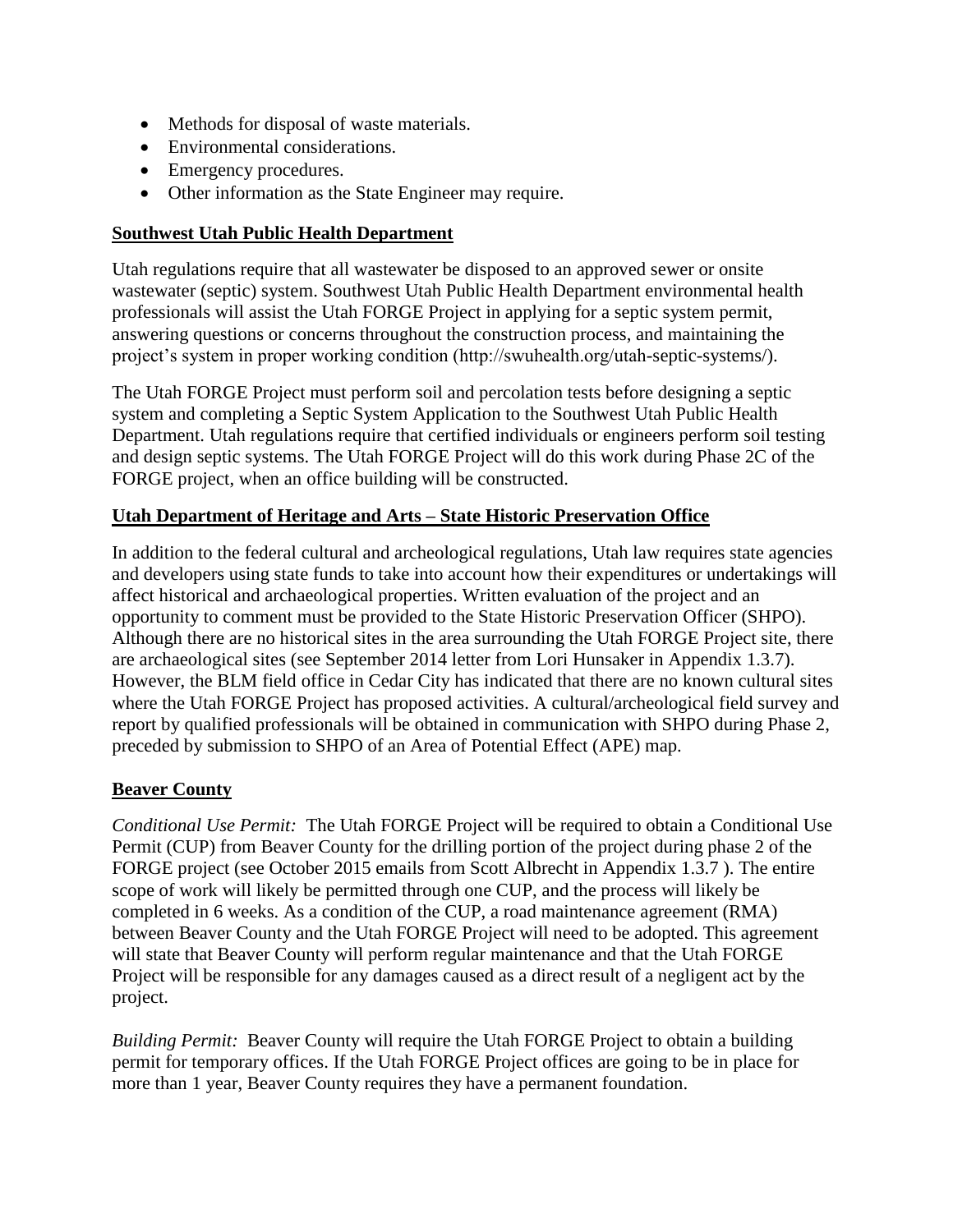- Methods for disposal of waste materials.
- Environmental considerations.
- Emergency procedures.
- Other information as the State Engineer may require.

**Southwest Utah Public Health Department**

Utah regulations require that all wastewater be disposed to an approved sewer or onsite wastewater (septic) system. Southwest Utah Public Health Department environmental health professionals will assist the Utah FORGE Project in applying for a septic system permit, answering questions or concerns throughout the construction process, and maintaining the project's system in proper working condition (http://swuhealth.org/utah-septic-systems/).

The Utah FORGE Project must perform soil and percolation tests before designing a septic system and completing a Septic System Application to the Southwest Utah Public Health Department. Utah regulations require that certified individuals or engineers perform soil testing and design septic systems. The Utah FORGE Project will do this work during Phase 2C of the FORGE project, when an office building will be constructed.

**Utah Department of Heritage and Arts – State Historic Preservation Office**

In addition to the federal cultural and archeological regulations, Utah law requires state agencies and developers using state funds to take into account how their expenditures or undertakings will affect historical and archaeological properties. Written evaluation of the project and an opportunity to comment must be provided to the State Historic Preservation Officer (SHPO). Although there are no historical sites in the area surrounding the Utah FORGE Project site, there are archaeological sites (see September 2014 letter from Lori Hunsaker in Appendix 1.3.7). However, the BLM field office in Cedar City has indicated that there are no known cultural sites where the Utah FORGE Project has proposed activities. A cultural/archeological field survey and report by qualified professionals will be obtained in communication with SHPO during Phase 2, preceded by submission to SHPO of an Area of Potential Effect (APE) map.

**Beaver County**

*Conditional Use Permit:* The Utah FORGE Project will be required to obtain a Conditional Use Permit (CUP) from Beaver County for the drilling portion of the project during phase 2 of the FORGE project (see October 2015 emails from Scott Albrecht in Appendix 1.3.7 ). The entire scope of work will likely be permitted through one CUP, and the process will likely be completed in 6 weeks. As a condition of the CUP, a road maintenance agreement (RMA) between Beaver County and the Utah FORGE Project will need to be adopted. This agreement will state that Beaver County will perform regular maintenance and that the Utah FORGE Project will be responsible for any damages caused as a direct result of a negligent act by the project.

*Building Permit:* Beaver County will require the Utah FORGE Project to obtain a building permit for temporary offices. If the Utah FORGE Project offices are going to be in place for more than 1 year, Beaver County requires they have a permanent foundation.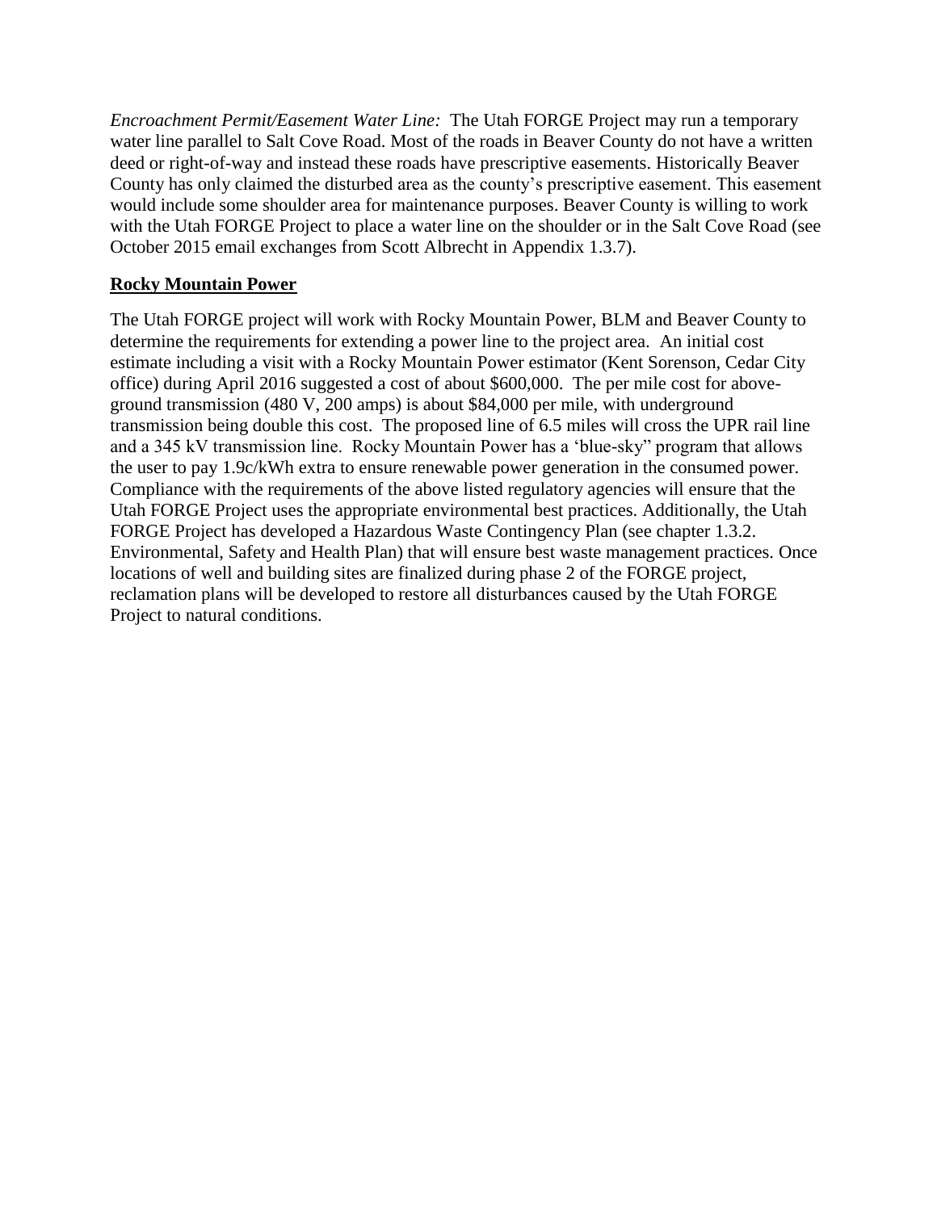*Encroachment Permit/Easement Water Line:* The Utah FORGE Project may run a temporary water line parallel to Salt Cove Road. Most of the roads in Beaver County do not have a written deed or right-of-way and instead these roads have prescriptive easements. Historically Beaver County has only claimed the disturbed area as the county's prescriptive easement. This easement would include some shoulder area for maintenance purposes. Beaver County is willing to work with the Utah FORGE Project to place a water line on the shoulder or in the Salt Cove Road (see October 2015 email exchanges from Scott Albrecht in Appendix 1.3.7).

**Rocky Mountain Power**

The Utah FORGE project will work with Rocky Mountain Power, BLM and Beaver County to determine the requirements for extending a power line to the project area. An initial cost estimate including a visit with a Rocky Mountain Power estimator (Kent Sorenson, Cedar City office) during April 2016 suggested a cost of about $600,000. The per mile cost for above-ground transmission (480 V, 200 amps) is about $84,000 per mile, with underground transmission being double this cost. The proposed line of 6.5 miles will cross the UPR rail line and a 345 kV transmission line. Rocky Mountain Power has a 'blue-sky" program that allows the user to pay 1.9c/kWh extra to ensure renewable power generation in the consumed power. Compliance with the requirements of the above listed regulatory agencies will ensure that the Utah FORGE Project uses the appropriate environmental best practices. Additionally, the Utah FORGE Project has developed a Hazardous Waste Contingency Plan (see chapter 1.3.2. Environmental, Safety and Health Plan) that will ensure best waste management practices. Once locations of well and building sites are finalized during phase 2 of the FORGE project, reclamation plans will be developed to restore all disturbances caused by the Utah FORGE Project to natural conditions.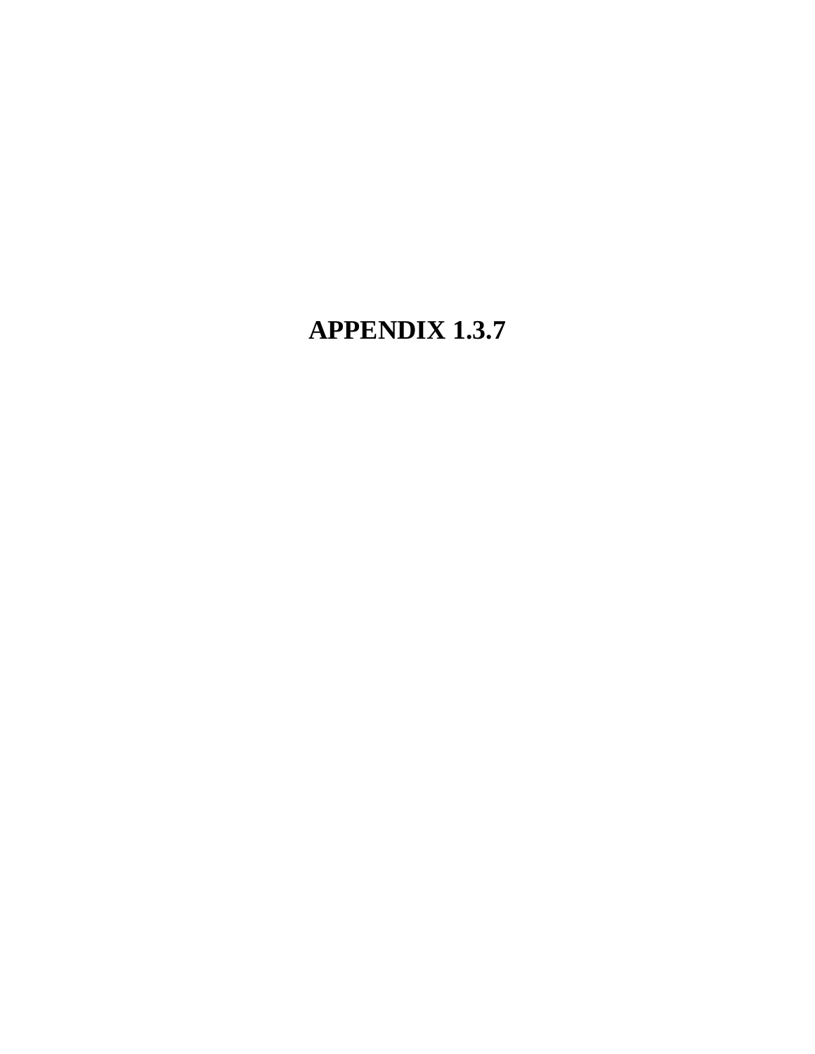# APPENDIX 1.3.7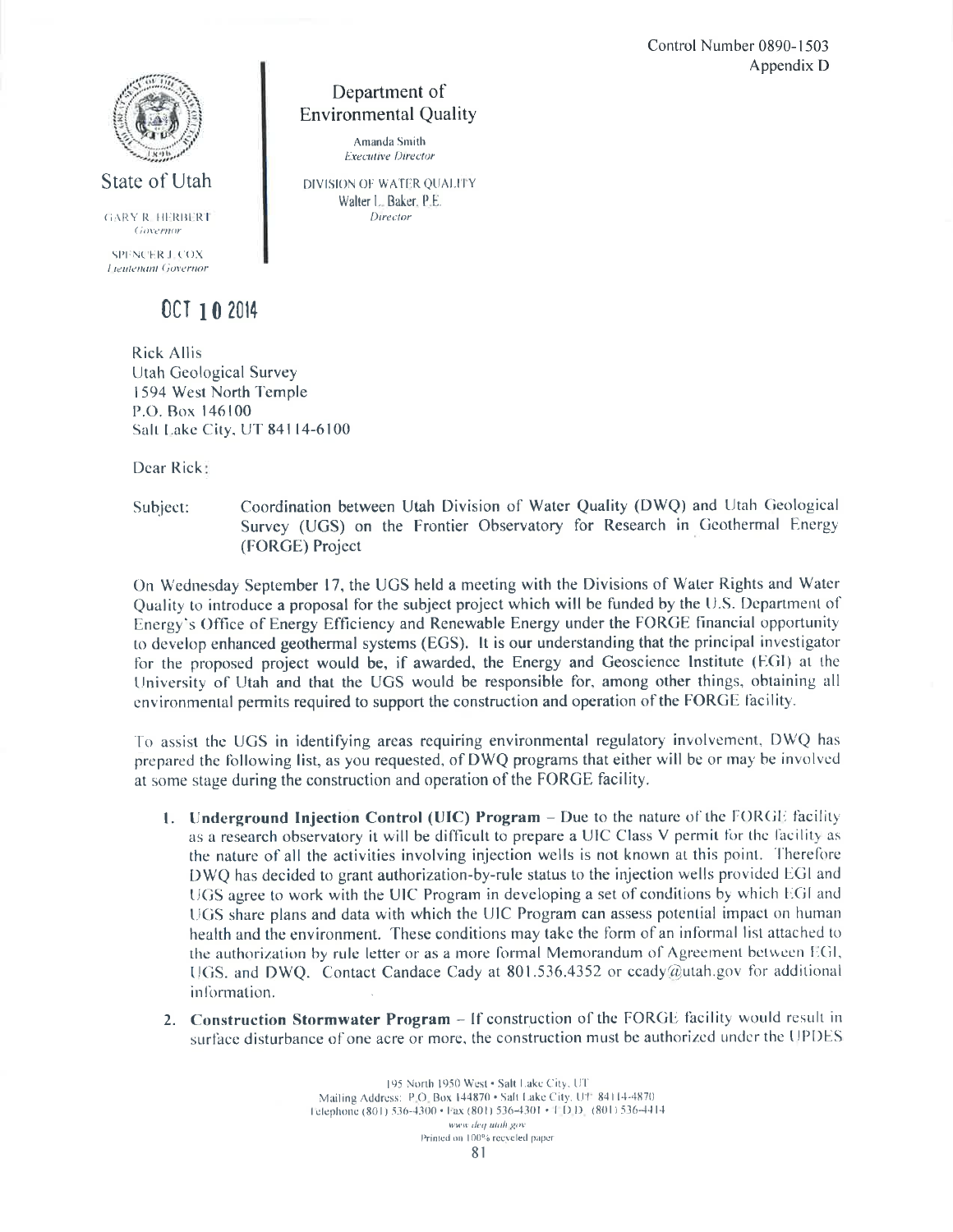Control Number 0890-1503
Appendix D

State of Utah

GARY R. HERBERT
*Governor*

SPENCER J. COX
*Lieutenant Governor*

Department of
Environmental Quality

Amanda Smith
*Executive Director*

DIVISION OF WATER QUALITY
Walter L. Baker, P.E.
*Director*

OCT 10 2014

Rick Allis
Utah Geological Survey
1594 West North Temple
P.O. Box 146100
Salt Lake City, UT 84114-6100

Dear Rick:

Subject: Coordination between Utah Division of Water Quality (DWQ) and Utah Geological Survey (UGS) on the Frontier Observatory for Research in Geothermal Energy (FORGE) Project

On Wednesday September 17, the UGS held a meeting with the Divisions of Water Rights and Water Quality to introduce a proposal for the subject project which will be funded by the U.S. Department of Energy's Office of Energy Efficiency and Renewable Energy under the FORGE financial opportunity to develop enhanced geothermal systems (EGS). It is our understanding that the principal investigator for the proposed project would be, if awarded, the Energy and Geoscience Institute (EGI) at the University of Utah and that the UGS would be responsible for, among other things, obtaining all environmental permits required to support the construction and operation of the FORGE facility.

To assist the UGS in identifying areas requiring environmental regulatory involvement, DWQ has prepared the following list, as you requested, of DWQ programs that either will be or may be involved at some stage during the construction and operation of the FORGE facility.

1. **Underground Injection Control (UIC) Program** – Due to the nature of the FORGE facility as a research observatory it will be difficult to prepare a UIC Class V permit for the facility as the nature of all the activities involving injection wells is not known at this point. Therefore DWQ has decided to grant authorization-by-rule status to the injection wells provided EGI and UGS agree to work with the UIC Program in developing a set of conditions by which EGI and UGS share plans and data with which the UIC Program can assess potential impact on human health and the environment. These conditions may take the form of an informal list attached to the authorization by rule letter or as a more formal Memorandum of Agreement between EGI, UGS, and DWQ. Contact Candace Cady at 801.536.4352 or ccady@utah.gov for additional information.
2. **Construction Stormwater Program** – If construction of the FORGE facility would result in surface disturbance of one acre or more, the construction must be authorized under the UPDES

195 North 1950 West • Salt Lake City, UT
Mailing Address: P.O. Box 144870 • Salt Lake City, UT 84114-4870
Telephone (801) 536-4300 • Fax (801) 536-4301 • T.D.D. (801) 536-4414
*www.deq.utah.gov*
Printed on 100% recycled paper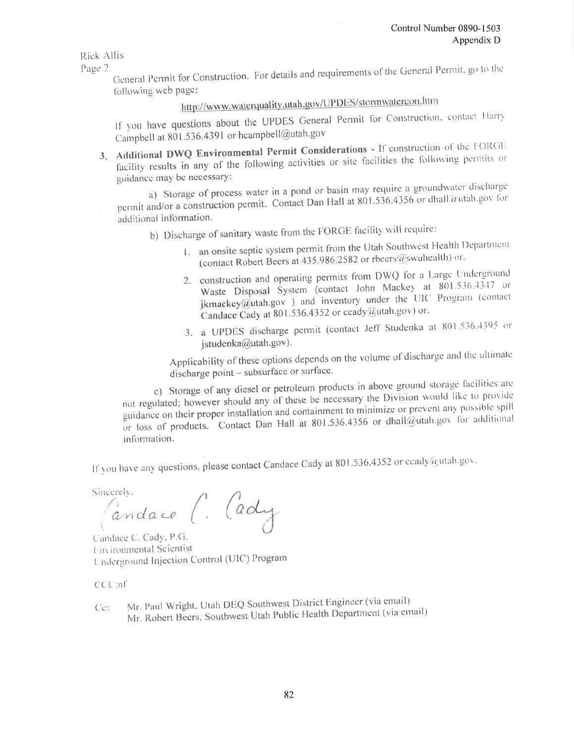Rick Allis
Page 2

General Permit for Construction. For details and requirements of the General Permit, go to the following web page:

http://www.waterquality.utah.gov/UPDES/stormwatercon.htm

If you have questions about the UPDES General Permit for Construction, contact Harry Campbell at 801.536.4391 or hcampbell@utah.gov

3. **Additional DWQ Environmental Permit Considerations** - If construction of the FORGE facility results in any of the following activities or site facilities the following permits or guidance may be necessary:

   a) Storage of process water in a pond or basin may require a groundwater discharge permit and/or a construction permit. Contact Dan Hall at 801.536.4356 or dhall@utah.gov for additional information.

   b) Discharge of sanitary waste from the FORGE facility will require:

      1. an onsite septic system permit from the Utah Southwest Health Department (contact Robert Beers at 435.986.2582 or rbeers@swuhealth) or,
      2. construction and operating permits from DWQ for a Large Underground Waste Disposal System (contact John Mackey at 801.536.4347 or jkmackey@utah.gov ) and inventory under the UIC Program (contact Candace Cady at 801.536.4352 or ccady@utah.gov) or,
      3. a UPDES discharge permit (contact Jeff Studenka at 801.536.4395 or jstudenka@utah.gov).

   Applicability of these options depends on the volume of discharge and the ultimate discharge point – subsurface or surface.

   c) Storage of any diesel or petroleum products in above ground storage facilities are not regulated; however should any of these be necessary the Division would like to provide guidance on their proper installation and containment to minimize or prevent any possible spill or loss of products. Contact Dan Hall at 801.536.4356 or dhall@utah.gov for additional information.

If you have any questions, please contact Candace Cady at 801.536.4352 or ccady@utah.gov.

Sincerely,

Candace C. Cady

Candace C. Cady, P.G.
Environmental Scientist
Underground Injection Control (UIC) Program

CCC:nf

Cc: Mr. Paul Wright, Utah DEQ Southwest District Engineer (via email)
Mr. Robert Beers, Southwest Utah Public Health Department (via email)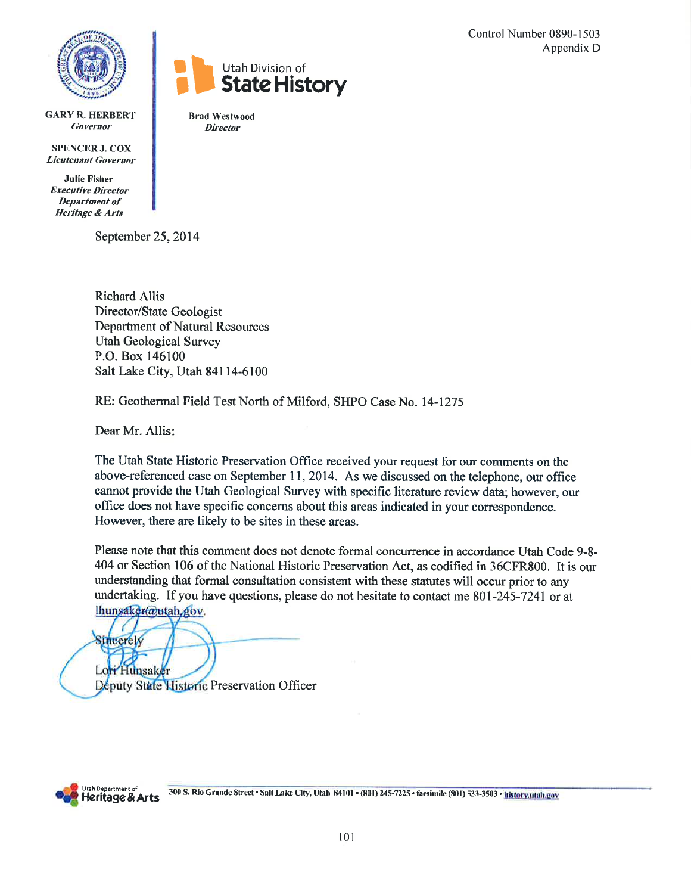Control Number 0890-1503
Appendix D

GARY R. HERBERT
*Governor*

SPENCER J. COX
*Lieutenant Governor*

Julie Fisher
*Executive Director*
*Department of Heritage & Arts*

Utah Division of
**State History**

Brad Westwood
*Director*

September 25, 2014

Richard Allis
Director/State Geologist
Department of Natural Resources
Utah Geological Survey
P.O. Box 146100
Salt Lake City, Utah 84114-6100

RE: Geothermal Field Test North of Milford, SHPO Case No. 14-1275

Dear Mr. Allis:

The Utah State Historic Preservation Office received your request for our comments on the above-referenced case on September 11, 2014. As we discussed on the telephone, our office cannot provide the Utah Geological Survey with specific literature review data; however, our office does not have specific concerns about this areas indicated in your correspondence. However, there are likely to be sites in these areas.

Please note that this comment does not denote formal concurrence in accordance Utah Code 9-8-404 or Section 106 of the National Historic Preservation Act, as codified in 36CFR800. It is our understanding that formal consultation consistent with these statutes will occur prior to any undertaking. If you have questions, please do not hesitate to contact me 801-245-7241 or at lhunsaker@utah.gov.

Sincerely

Lori Hunsaker
Deputy State Historic Preservation Officer

Utah Department of Heritage & Arts — 300 S. Rio Grande Street • Salt Lake City, Utah 84101 • (801) 245-7225 • facsimile (801) 533-3503 • history.utah.gov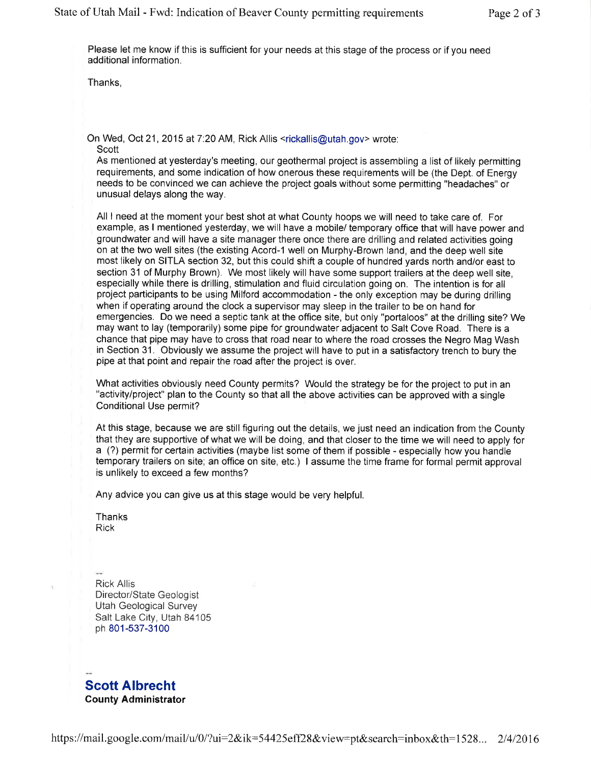Please let me know if this is sufficient for your needs at this stage of the process or if you need additional information.

Thanks,

On Wed, Oct 21, 2015 at 7:20 AM, Rick Allis <rickallis@utah.gov> wrote:

Scott

As mentioned at yesterday's meeting, our geothermal project is assembling a list of likely permitting requirements, and some indication of how onerous these requirements will be (the Dept. of Energy needs to be convinced we can achieve the project goals without some permitting "headaches" or unusual delays along the way.

All I need at the moment your best shot at what County hoops we will need to take care of. For example, as I mentioned yesterday, we will have a mobile/ temporary office that will have power and groundwater and will have a site manager there once there are drilling and related activities going on at the two well sites (the existing Acord-1 well on Murphy-Brown land, and the deep well site most likely on SITLA section 32, but this could shift a couple of hundred yards north and/or east to section 31 of Murphy Brown). We most likely will have some support trailers at the deep well site, especially while there is drilling, stimulation and fluid circulation going on. The intention is for all project participants to be using Milford accommodation - the only exception may be during drilling when if operating around the clock a supervisor may sleep in the trailer to be on hand for emergencies. Do we need a septic tank at the office site, but only "portaloos" at the drilling site? We may want to lay (temporarily) some pipe for groundwater adjacent to Salt Cove Road. There is a chance that pipe may have to cross that road near to where the road crosses the Negro Mag Wash in Section 31. Obviously we assume the project will have to put in a satisfactory trench to bury the pipe at that point and repair the road after the project is over.

What activities obviously need County permits? Would the strategy be for the project to put in an "activity/project" plan to the County so that all the above activities can be approved with a single Conditional Use permit?

At this stage, because we are still figuring out the details, we just need an indication from the County that they are supportive of what we will be doing, and that closer to the time we will need to apply for a (?) permit for certain activities (maybe list some of them if possible - especially how you handle temporary trailers on site; an office on site, etc.) I assume the time frame for formal permit approval is unlikely to exceed a few months?

Any advice you can give us at this stage would be very helpful.

Thanks
Rick

--
Rick Allis
Director/State Geologist
Utah Geological Survey
Salt Lake City, Utah 84105
ph 801-537-3100

--
**Scott Albrecht**
**County Administrator**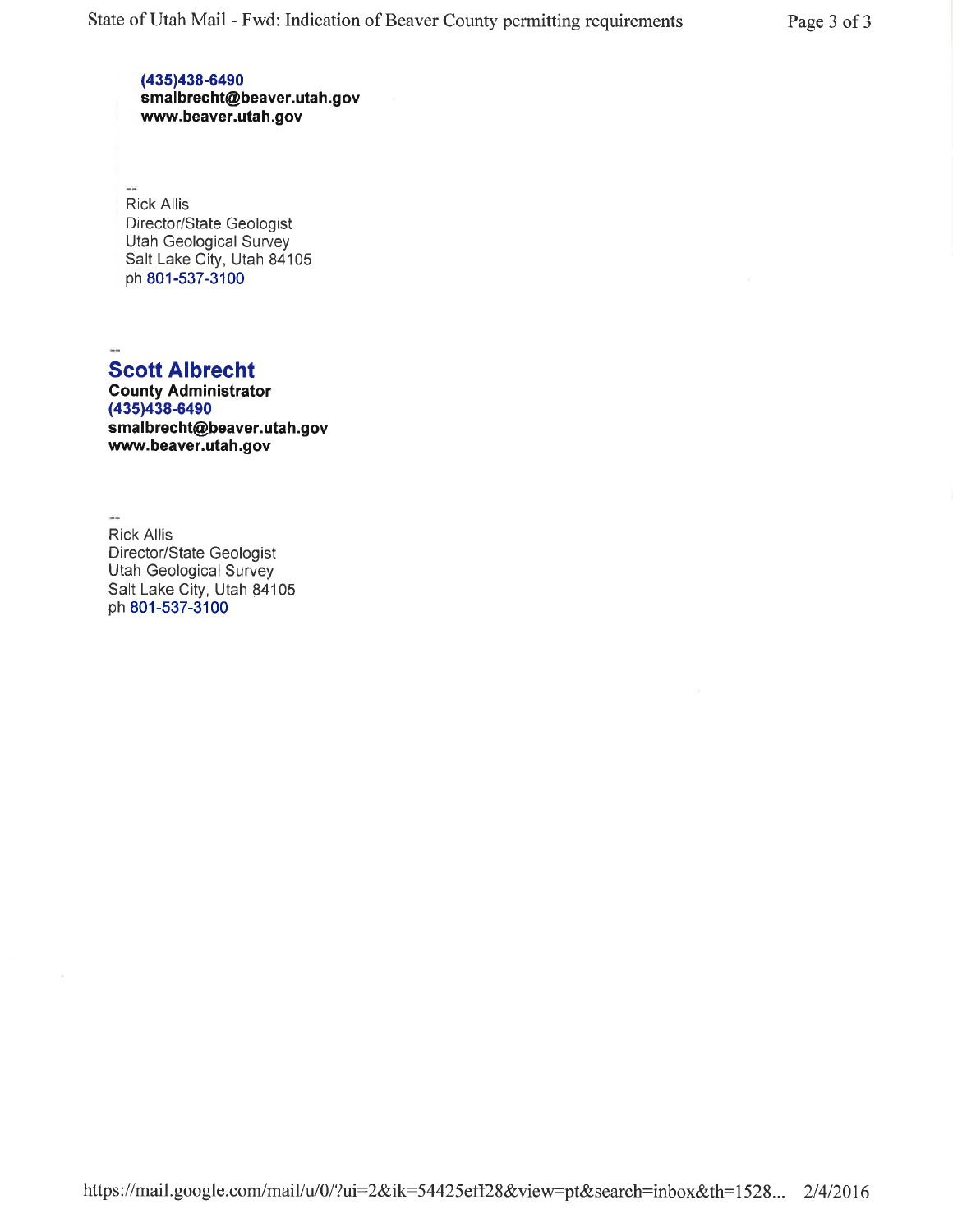**(435)438-6490**
**smalbrecht@beaver.utah.gov**
**www.beaver.utah.gov**

--
Rick Allis
Director/State Geologist
Utah Geological Survey
Salt Lake City, Utah 84105
ph 801-537-3100

--

## Scott Albrecht

**County Administrator**
**(435)438-6490**
**smalbrecht@beaver.utah.gov**
**www.beaver.utah.gov**

--
Rick Allis
Director/State Geologist
Utah Geological Survey
Salt Lake City, Utah 84105
ph 801-537-3100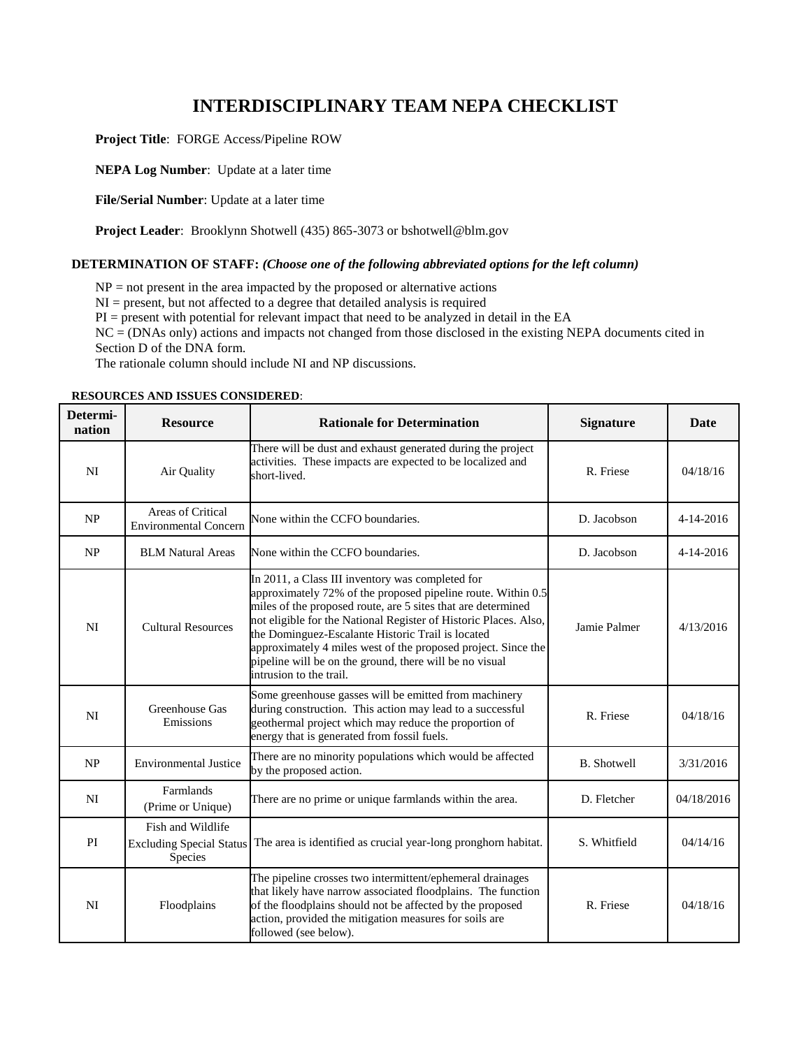# INTERDISCIPLINARY TEAM NEPA CHECKLIST

**Project Title**: FORGE Access/Pipeline ROW

**NEPA Log Number**: Update at a later time

**File/Serial Number**: Update at a later time

**Project Leader**: Brooklynn Shotwell (435) 865-3073 or bshotwell@blm.gov

**DETERMINATION OF STAFF:** ***(Choose one of the following abbreviated options for the left column)***

NP = not present in the area impacted by the proposed or alternative actions
NI = present, but not affected to a degree that detailed analysis is required
PI = present with potential for relevant impact that need to be analyzed in detail in the EA
NC = (DNAs only) actions and impacts not changed from those disclosed in the existing NEPA documents cited in Section D of the DNA form.
The rationale column should include NI and NP discussions.

**RESOURCES AND ISSUES CONSIDERED**:

| Determination | Resource | Rationale for Determination | Signature | Date |
|---|---|---|---|---|
| NI | Air Quality | There will be dust and exhaust generated during the project activities. These impacts are expected to be localized and short-lived. | R. Friese | 04/18/16 |
| NP | Areas of Critical Environmental Concern | None within the CCFO boundaries. | D. Jacobson | 4-14-2016 |
| NP | BLM Natural Areas | None within the CCFO boundaries. | D. Jacobson | 4-14-2016 |
| NI | Cultural Resources | In 2011, a Class III inventory was completed for approximately 72% of the proposed pipeline route. Within 0.5 miles of the proposed route, are 5 sites that are determined not eligible for the National Register of Historic Places. Also, the Dominguez-Escalante Historic Trail is located approximately 4 miles west of the proposed project. Since the pipeline will be on the ground, there will be no visual intrusion to the trail. | Jamie Palmer | 4/13/2016 |
| NI | Greenhouse Gas Emissions | Some greenhouse gasses will be emitted from machinery during construction. This action may lead to a successful geothermal project which may reduce the proportion of energy that is generated from fossil fuels. | R. Friese | 04/18/16 |
| NP | Environmental Justice | There are no minority populations which would be affected by the proposed action. | B. Shotwell | 3/31/2016 |
| NI | Farmlands (Prime or Unique) | There are no prime or unique farmlands within the area. | D. Fletcher | 04/18/2016 |
| PI | Fish and Wildlife Excluding Special Status Species | The area is identified as crucial year-long pronghorn habitat. | S. Whitfield | 04/14/16 |
| NI | Floodplains | The pipeline crosses two intermittent/ephemeral drainages that likely have narrow associated floodplains. The function of the floodplains should not be affected by the proposed action, provided the mitigation measures for soils are followed (see below). | R. Friese | 04/18/16 |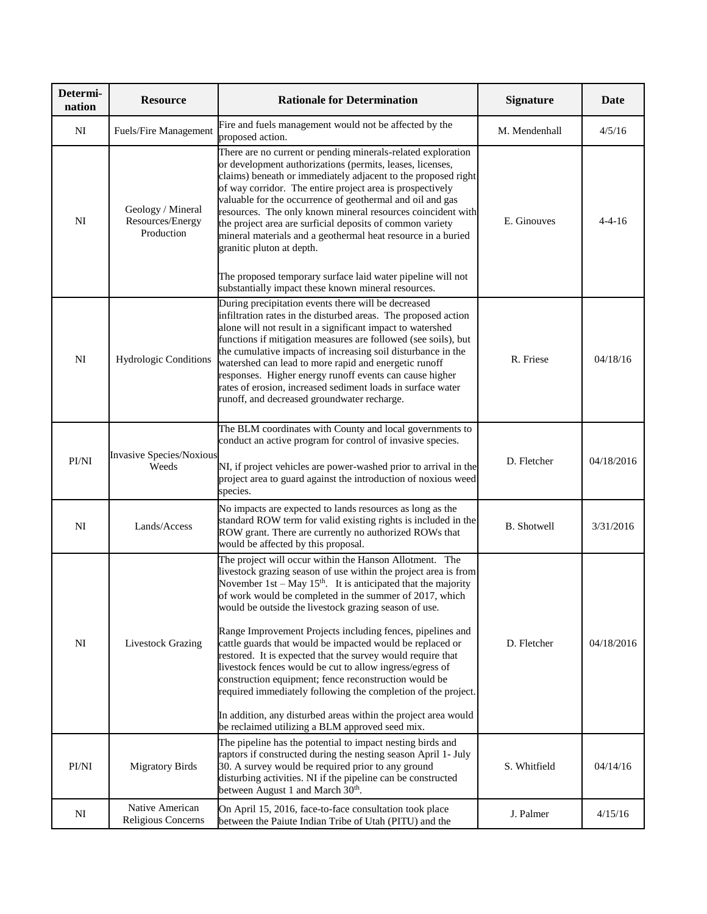| Determi-nation | Resource | Rationale for Determination | Signature | Date |
|---|---|---|---|---|
| NI | Fuels/Fire Management | Fire and fuels management would not be affected by the proposed action. | M. Mendenhall | 4/5/16 |
| NI | Geology / Mineral Resources/Energy Production | There are no current or pending minerals-related exploration or development authorizations (permits, leases, licenses, claims) beneath or immediately adjacent to the proposed right of way corridor. The entire project area is prospectively valuable for the occurrence of geothermal and oil and gas resources. The only known mineral resources coincident with the project area are surficial deposits of common variety mineral materials and a geothermal heat resource in a buried granitic pluton at depth.<br><br>The proposed temporary surface laid water pipeline will not substantially impact these known mineral resources. | E. Ginouves | 4-4-16 |
| NI | Hydrologic Conditions | During precipitation events there will be decreased infiltration rates in the disturbed areas. The proposed action alone will not result in a significant impact to watershed functions if mitigation measures are followed (see soils), but the cumulative impacts of increasing soil disturbance in the watershed can lead to more rapid and energetic runoff responses. Higher energy runoff events can cause higher rates of erosion, increased sediment loads in surface water runoff, and decreased groundwater recharge. | R. Friese | 04/18/16 |
| PI/NI | Invasive Species/Noxious Weeds | The BLM coordinates with County and local governments to conduct an active program for control of invasive species.<br><br>NI, if project vehicles are power-washed prior to arrival in the project area to guard against the introduction of noxious weed species. | D. Fletcher | 04/18/2016 |
| NI | Lands/Access | No impacts are expected to lands resources as long as the standard ROW term for valid existing rights is included in the ROW grant. There are currently no authorized ROWs that would be affected by this proposal. | B. Shotwell | 3/31/2016 |
| NI | Livestock Grazing | The project will occur within the Hanson Allotment. The livestock grazing season of use within the project area is from November 1st – May 15th. It is anticipated that the majority of work would be completed in the summer of 2017, which would be outside the livestock grazing season of use.<br><br>Range Improvement Projects including fences, pipelines and cattle guards that would be impacted would be replaced or restored. It is expected that the survey would require that livestock fences would be cut to allow ingress/egress of construction equipment; fence reconstruction would be required immediately following the completion of the project.<br><br>In addition, any disturbed areas within the project area would be reclaimed utilizing a BLM approved seed mix. | D. Fletcher | 04/18/2016 |
| PI/NI | Migratory Birds | The pipeline has the potential to impact nesting birds and raptors if constructed during the nesting season April 1- July 30. A survey would be required prior to any ground disturbing activities. NI if the pipeline can be constructed between August 1 and March 30th. | S. Whitfield | 04/14/16 |
| NI | Native American Religious Concerns | On April 15, 2016, face-to-face consultation took place between the Paiute Indian Tribe of Utah (PITU) and the | J. Palmer | 4/15/16 |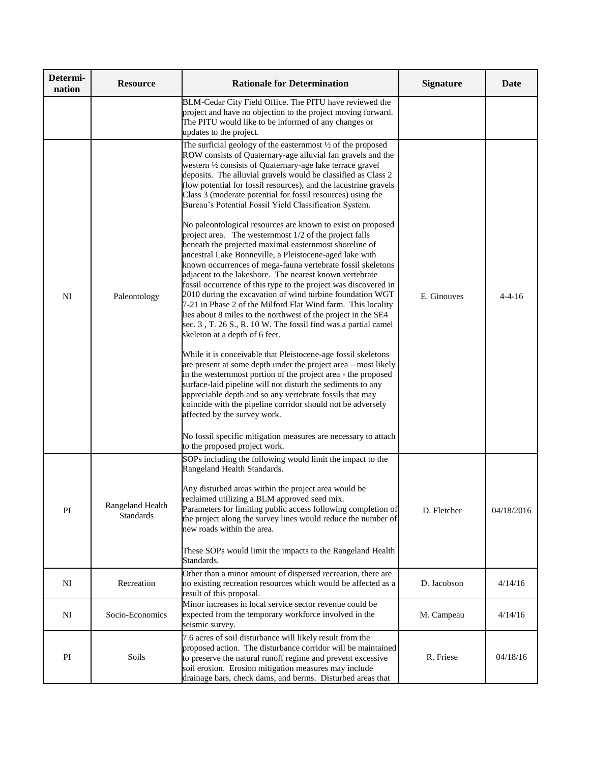| Determi-nation | Resource | Rationale for Determination | Signature | Date |
|---|---|---|---|---|
| | | BLM-Cedar City Field Office. The PITU have reviewed the project and have no objection to the project moving forward. The PITU would like to be informed of any changes or updates to the project. | | |
| NI | Paleontology | The surficial geology of the easternmost ½ of the proposed ROW consists of Quaternary-age alluvial fan gravels and the western ½ consists of Quaternary-age lake terrace gravel deposits. The alluvial gravels would be classified as Class 2 (low potential for fossil resources), and the lacustrine gravels Class 3 (moderate potential for fossil resources) using the Bureau's Potential Fossil Yield Classification System.<br><br>No paleontological resources are known to exist on proposed project area. The westernmost 1/2 of the project falls beneath the projected maximal easternmost shoreline of ancestral Lake Bonneville, a Pleistocene-aged lake with known occurrences of mega-fauna vertebrate fossil skeletons adjacent to the lakeshore. The nearest known vertebrate fossil occurrence of this type to the project was discovered in 2010 during the excavation of wind turbine foundation WGT 7-21 in Phase 2 of the Milford Flat Wind farm. This locality lies about 8 miles to the northwest of the project in the SE4 sec. 3 , T. 26 S., R. 10 W. The fossil find was a partial camel skeleton at a depth of 6 feet.<br><br>While it is conceivable that Pleistocene-age fossil skeletons are present at some depth under the project area – most likely in the westernmost portion of the project area - the proposed surface-laid pipeline will not disturb the sediments to any appreciable depth and so any vertebrate fossils that may coincide with the pipeline corridor should not be adversely affected by the survey work.<br><br>No fossil specific mitigation measures are necessary to attach to the proposed project work. | E. Ginouves | 4-4-16 |
| PI | Rangeland Health Standards | SOPs including the following would limit the impact to the Rangeland Health Standards.<br><br>Any disturbed areas within the project area would be reclaimed utilizing a BLM approved seed mix.<br>Parameters for limiting public access following completion of the project along the survey lines would reduce the number of new roads within the area.<br><br>These SOPs would limit the impacts to the Rangeland Health Standards. | D. Fletcher | 04/18/2016 |
| NI | Recreation | Other than a minor amount of dispersed recreation, there are no existing recreation resources which would be affected as a result of this proposal. | D. Jacobson | 4/14/16 |
| NI | Socio-Economics | Minor increases in local service sector revenue could be expected from the temporary workforce involved in the seismic survey. | M. Campeau | 4/14/16 |
| PI | Soils | 7.6 acres of soil disturbance will likely result from the proposed action. The disturbance corridor will be maintained to preserve the natural runoff regime and prevent excessive soil erosion. Erosion mitigation measures may include drainage bars, check dams, and berms. Disturbed areas that | R. Friese | 04/18/16 |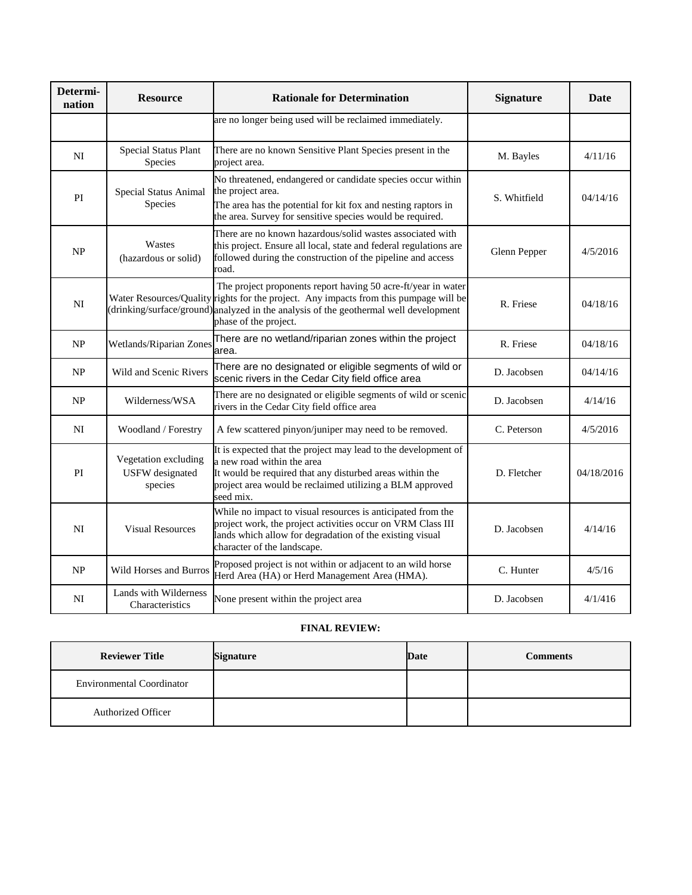| Determi-nation | Resource | Rationale for Determination | Signature | Date |
|---|---|---|---|---|
| | | are no longer being used will be reclaimed immediately. | | |
| NI | Special Status Plant Species | There are no known Sensitive Plant Species present in the project area. | M. Bayles | 4/11/16 |
| PI | Special Status Animal Species | No threatened, endangered or candidate species occur within the project area. The area has the potential for kit fox and nesting raptors in the area. Survey for sensitive species would be required. | S. Whitfield | 04/14/16 |
| NP | Wastes (hazardous or solid) | There are no known hazardous/solid wastes associated with this project. Ensure all local, state and federal regulations are followed during the construction of the pipeline and access road. | Glenn Pepper | 4/5/2016 |
| NI | Water Resources/Quality (drinking/surface/ground) | The project proponents report having 50 acre-ft/year in water rights for the project. Any impacts from this pumpage will be analyzed in the analysis of the geothermal well development phase of the project. | R. Friese | 04/18/16 |
| NP | Wetlands/Riparian Zones | There are no wetland/riparian zones within the project area. | R. Friese | 04/18/16 |
| NP | Wild and Scenic Rivers | There are no designated or eligible segments of wild or scenic rivers in the Cedar City field office area | D. Jacobsen | 04/14/16 |
| NP | Wilderness/WSA | There are no designated or eligible segments of wild or scenic rivers in the Cedar City field office area | D. Jacobsen | 4/14/16 |
| NI | Woodland / Forestry | A few scattered pinyon/juniper may need to be removed. | C. Peterson | 4/5/2016 |
| PI | Vegetation excluding USFW designated species | It is expected that the project may lead to the development of a new road within the area It would be required that any disturbed areas within the project area would be reclaimed utilizing a BLM approved seed mix. | D. Fletcher | 04/18/2016 |
| NI | Visual Resources | While no impact to visual resources is anticipated from the project work, the project activities occur on VRM Class III lands which allow for degradation of the existing visual character of the landscape. | D. Jacobsen | 4/14/16 |
| NP | Wild Horses and Burros | Proposed project is not within or adjacent to an wild horse Herd Area (HA) or Herd Management Area (HMA). | C. Hunter | 4/5/16 |
| NI | Lands with Wilderness Characteristics | None present within the project area | D. Jacobsen | 4/1/416 |

**FINAL REVIEW:**

| Reviewer Title | Signature | Date | Comments |
|---|---|---|---|
| Environmental Coordinator | | | |
| Authorized Officer | | | |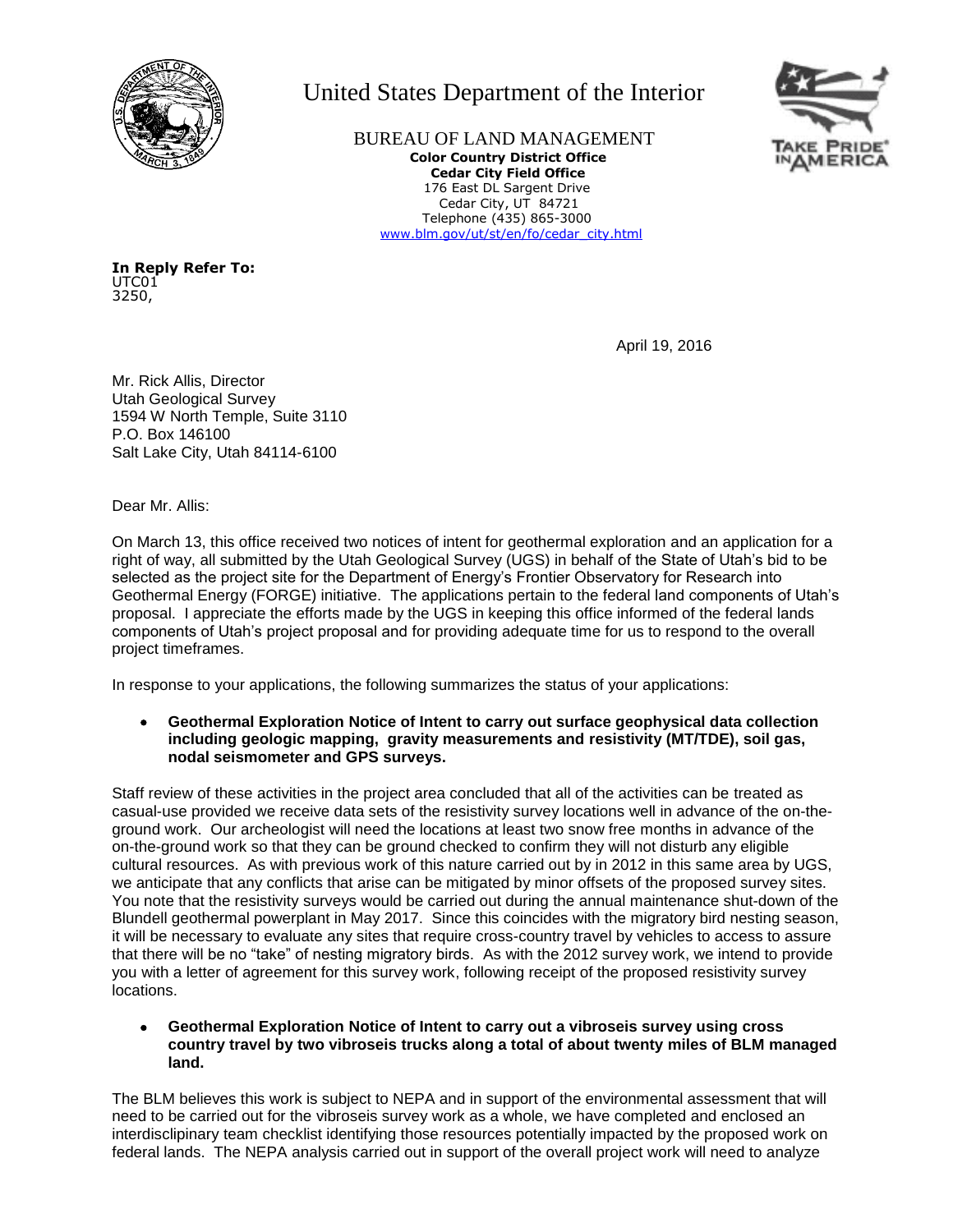# United States Department of the Interior

BUREAU OF LAND MANAGEMENT
**Color Country District Office**
**Cedar City Field Office**
176 East DL Sargent Drive
Cedar City, UT 84721
Telephone (435) 865-3000
www.blm.gov/ut/st/en/fo/cedar_city.html

**In Reply Refer To:**
UTC01
3250,

April 19, 2016

Mr. Rick Allis, Director
Utah Geological Survey
1594 W North Temple, Suite 3110
P.O. Box 146100
Salt Lake City, Utah 84114-6100

Dear Mr. Allis:

On March 13, this office received two notices of intent for geothermal exploration and an application for a right of way, all submitted by the Utah Geological Survey (UGS) in behalf of the State of Utah's bid to be selected as the project site for the Department of Energy's Frontier Observatory for Research into Geothermal Energy (FORGE) initiative. The applications pertain to the federal land components of Utah's proposal. I appreciate the efforts made by the UGS in keeping this office informed of the federal lands components of Utah's project proposal and for providing adequate time for us to respond to the overall project timeframes.

In response to your applications, the following summarizes the status of your applications:

- **Geothermal Exploration Notice of Intent to carry out surface geophysical data collection including geologic mapping, gravity measurements and resistivity (MT/TDE), soil gas, nodal seismometer and GPS surveys.**

Staff review of these activities in the project area concluded that all of the activities can be treated as casual-use provided we receive data sets of the resistivity survey locations well in advance of the on-the-ground work. Our archeologist will need the locations at least two snow free months in advance of the on-the-ground work so that they can be ground checked to confirm they will not disturb any eligible cultural resources. As with previous work of this nature carried out by in 2012 in this same area by UGS, we anticipate that any conflicts that arise can be mitigated by minor offsets of the proposed survey sites. You note that the resistivity surveys would be carried out during the annual maintenance shut-down of the Blundell geothermal powerplant in May 2017. Since this coincides with the migratory bird nesting season, it will be necessary to evaluate any sites that require cross-country travel by vehicles to access to assure that there will be no "take" of nesting migratory birds. As with the 2012 survey work, we intend to provide you with a letter of agreement for this survey work, following receipt of the proposed resistivity survey locations.

- **Geothermal Exploration Notice of Intent to carry out a vibroseis survey using cross country travel by two vibroseis trucks along a total of about twenty miles of BLM managed land.**

The BLM believes this work is subject to NEPA and in support of the environmental assessment that will need to be carried out for the vibroseis survey work as a whole, we have completed and enclosed an interdisclipinary team checklist identifying those resources potentially impacted by the proposed work on federal lands. The NEPA analysis carried out in support of the overall project work will need to analyze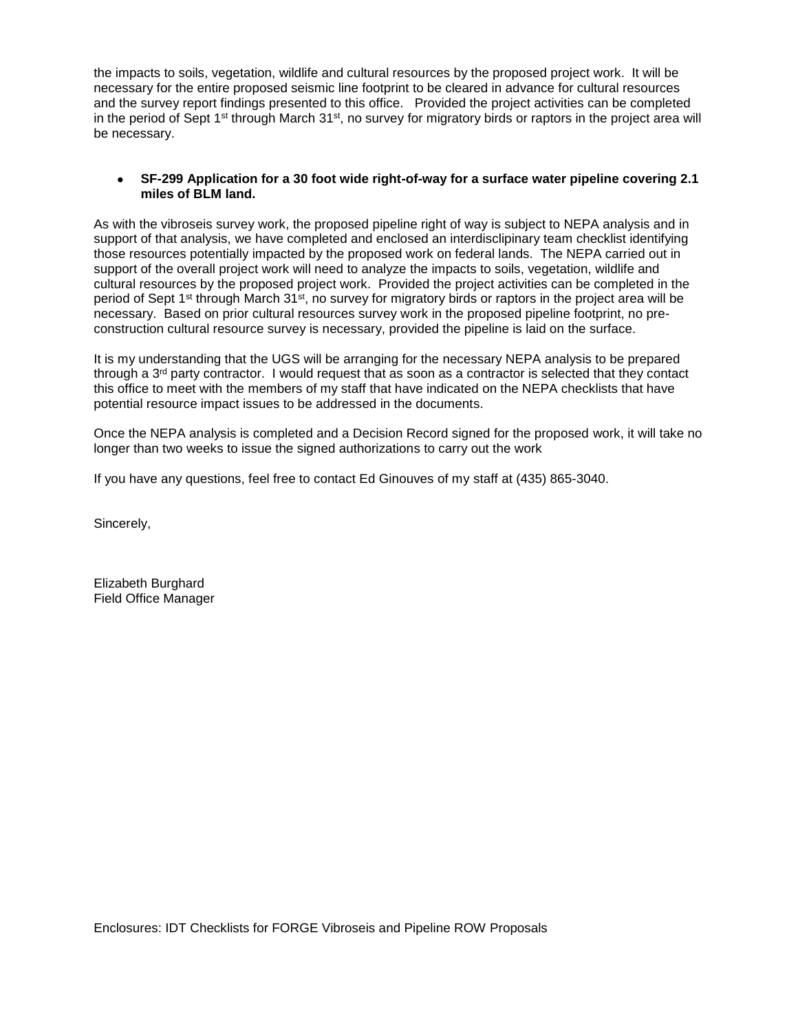the impacts to soils, vegetation, wildlife and cultural resources by the proposed project work. It will be necessary for the entire proposed seismic line footprint to be cleared in advance for cultural resources and the survey report findings presented to this office. Provided the project activities can be completed in the period of Sept 1st through March 31st, no survey for migratory birds or raptors in the project area will be necessary.

- **SF-299 Application for a 30 foot wide right-of-way for a surface water pipeline covering 2.1 miles of BLM land.**

As with the vibroseis survey work, the proposed pipeline right of way is subject to NEPA analysis and in support of that analysis, we have completed and enclosed an interdisclipinary team checklist identifying those resources potentially impacted by the proposed work on federal lands. The NEPA carried out in support of the overall project work will need to analyze the impacts to soils, vegetation, wildlife and cultural resources by the proposed project work. Provided the project activities can be completed in the period of Sept 1st through March 31st, no survey for migratory birds or raptors in the project area will be necessary. Based on prior cultural resources survey work in the proposed pipeline footprint, no pre-construction cultural resource survey is necessary, provided the pipeline is laid on the surface.

It is my understanding that the UGS will be arranging for the necessary NEPA analysis to be prepared through a 3rd party contractor. I would request that as soon as a contractor is selected that they contact this office to meet with the members of my staff that have indicated on the NEPA checklists that have potential resource impact issues to be addressed in the documents.

Once the NEPA analysis is completed and a Decision Record signed for the proposed work, it will take no longer than two weeks to issue the signed authorizations to carry out the work

If you have any questions, feel free to contact Ed Ginouves of my staff at (435) 865-3040.

Sincerely,

Elizabeth Burghard
Field Office Manager

Enclosures: IDT Checklists for FORGE Vibroseis and Pipeline ROW Proposals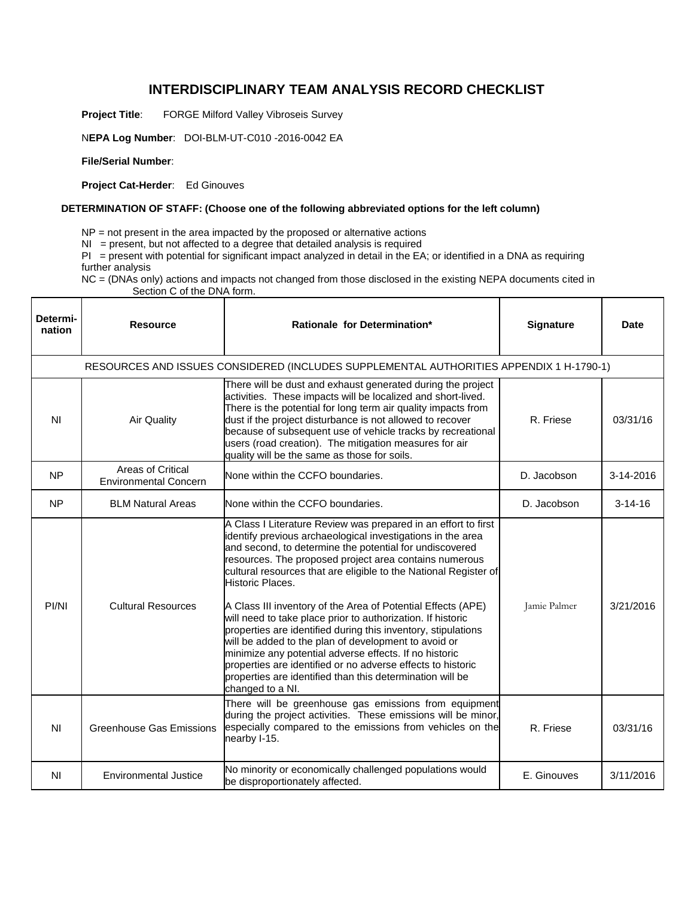# INTERDISCIPLINARY TEAM ANALYSIS RECORD CHECKLIST

**Project Title**: FORGE Milford Valley Vibroseis Survey

N**EPA Log Number**: DOI-BLM-UT-C010 -2016-0042 EA

**File/Serial Number**:

**Project Cat-Herder**: Ed Ginouves

**DETERMINATION OF STAFF: (Choose one of the following abbreviated options for the left column)**

NP = not present in the area impacted by the proposed or alternative actions
NI = present, but not affected to a degree that detailed analysis is required
PI = present with potential for significant impact analyzed in detail in the EA; or identified in a DNA as requiring further analysis
NC = (DNAs only) actions and impacts not changed from those disclosed in the existing NEPA documents cited in Section C of the DNA form.

| Determi-nation | Resource | Rationale for Determination* | Signature | Date |
|---|---|---|---|---|
| RESOURCES AND ISSUES CONSIDERED (INCLUDES SUPPLEMENTAL AUTHORITIES APPENDIX 1 H-1790-1) | | | | |
| NI | Air Quality | There will be dust and exhaust generated during the project activities. These impacts will be localized and short-lived. There is the potential for long term air quality impacts from dust if the project disturbance is not allowed to recover because of subsequent use of vehicle tracks by recreational users (road creation). The mitigation measures for air quality will be the same as those for soils. | R. Friese | 03/31/16 |
| NP | Areas of Critical Environmental Concern | None within the CCFO boundaries. | D. Jacobson | 3-14-2016 |
| NP | BLM Natural Areas | None within the CCFO boundaries. | D. Jacobson | 3-14-16 |
| PI/NI | Cultural Resources | A Class I Literature Review was prepared in an effort to first identify previous archaeological investigations in the area and second, to determine the potential for undiscovered resources. The proposed project area contains numerous cultural resources that are eligible to the National Register of Historic Places.<br><br>A Class III inventory of the Area of Potential Effects (APE) will need to take place prior to authorization. If historic properties are identified during this inventory, stipulations will be added to the plan of development to avoid or minimize any potential adverse effects. If no historic properties are identified or no adverse effects to historic properties are identified than this determination will be changed to a NI. | Jamie Palmer | 3/21/2016 |
| NI | Greenhouse Gas Emissions | There will be greenhouse gas emissions from equipment during the project activities. These emissions will be minor, especially compared to the emissions from vehicles on the nearby I-15. | R. Friese | 03/31/16 |
| NI | Environmental Justice | No minority or economically challenged populations would be disproportionately affected. | E. Ginouves | 3/11/2016 |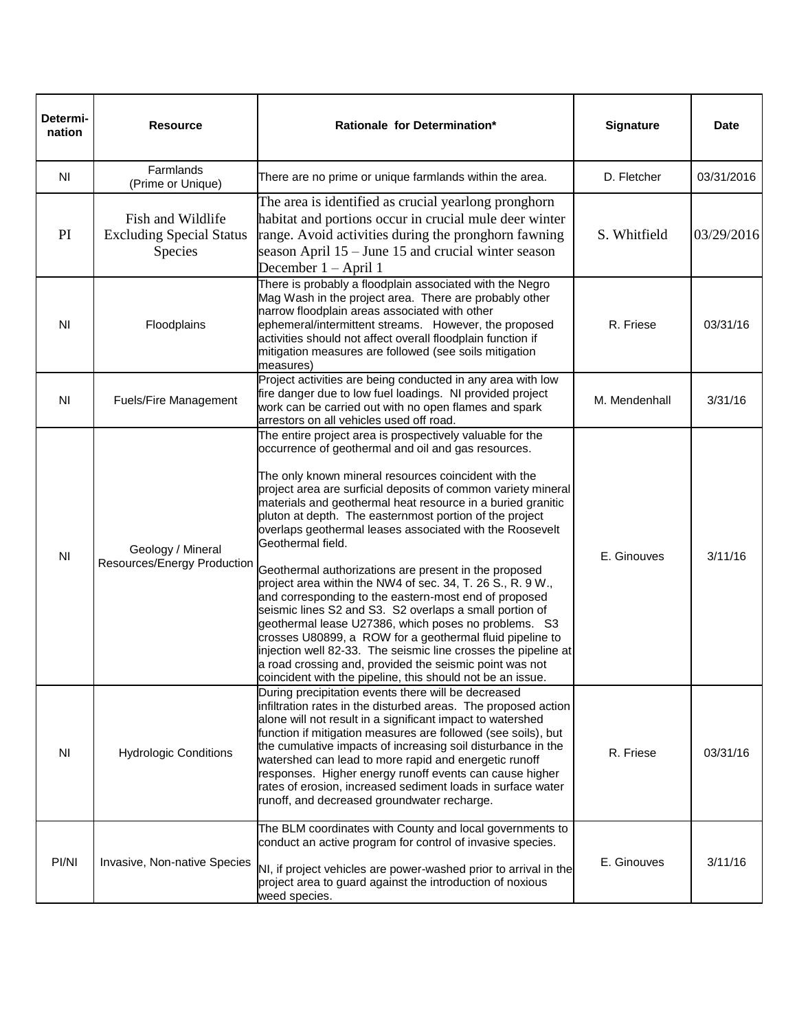| Determination | Resource | Rationale for Determination* | Signature | Date |
|---|---|---|---|---|
| NI | Farmlands (Prime or Unique) | There are no prime or unique farmlands within the area. | D. Fletcher | 03/31/2016 |
| PI | Fish and Wildlife Excluding Special Status Species | The area is identified as crucial yearlong pronghorn habitat and portions occur in crucial mule deer winter range. Avoid activities during the pronghorn fawning season April 15 – June 15 and crucial winter season December 1 – April 1 | S. Whitfield | 03/29/2016 |
| NI | Floodplains | There is probably a floodplain associated with the Negro Mag Wash in the project area. There are probably other narrow floodplain areas associated with other ephemeral/intermittent streams. However, the proposed activities should not affect overall floodplain function if mitigation measures are followed (see soils mitigation measures) | R. Friese | 03/31/16 |
| NI | Fuels/Fire Management | Project activities are being conducted in any area with low fire danger due to low fuel loadings. NI provided project work can be carried out with no open flames and spark arrestors on all vehicles used off road. | M. Mendenhall | 3/31/16 |
| NI | Geology / Mineral Resources/Energy Production | The entire project area is prospectively valuable for the occurrence of geothermal and oil and gas resources.<br><br>The only known mineral resources coincident with the project area are surficial deposits of common variety mineral materials and geothermal heat resource in a buried granitic pluton at depth. The easternmost portion of the project overlaps geothermal leases associated with the Roosevelt Geothermal field.<br><br>Geothermal authorizations are present in the proposed project area within the NW4 of sec. 34, T. 26 S., R. 9 W., and corresponding to the eastern-most end of proposed seismic lines S2 and S3. S2 overlaps a small portion of geothermal lease U27386, which poses no problems. S3 crosses U80899, a ROW for a geothermal fluid pipeline to injection well 82-33. The seismic line crosses the pipeline at a road crossing and, provided the seismic point was not coincident with the pipeline, this should not be an issue. | E. Ginouves | 3/11/16 |
| NI | Hydrologic Conditions | During precipitation events there will be decreased infiltration rates in the disturbed areas. The proposed action alone will not result in a significant impact to watershed function if mitigation measures are followed (see soils), but the cumulative impacts of increasing soil disturbance in the watershed can lead to more rapid and energetic runoff responses. Higher energy runoff events can cause higher rates of erosion, increased sediment loads in surface water runoff, and decreased groundwater recharge. | R. Friese | 03/31/16 |
| PI/NI | Invasive, Non-native Species | The BLM coordinates with County and local governments to conduct an active program for control of invasive species.<br><br>NI, if project vehicles are power-washed prior to arrival in the project area to guard against the introduction of noxious weed species. | E. Ginouves | 3/11/16 |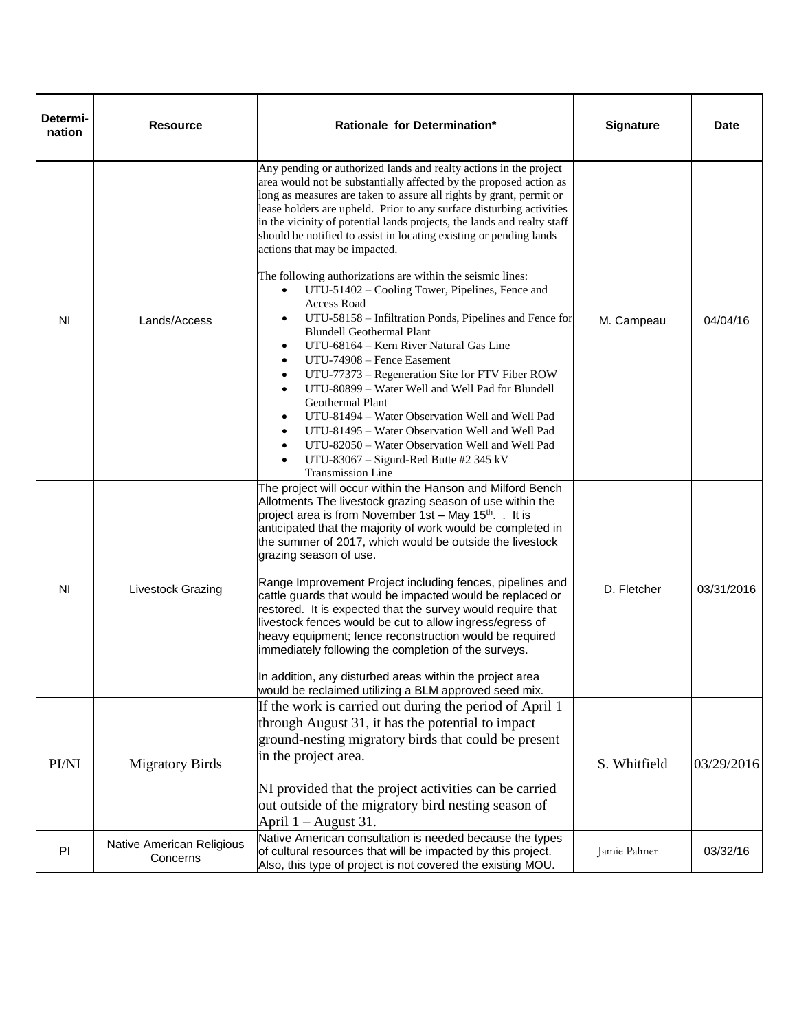| Determi-nation | Resource | Rationale for Determination* | Signature | Date |
|---|---|---|---|---|
| NI | Lands/Access | Any pending or authorized lands and realty actions in the project area would not be substantially affected by the proposed action as long as measures are taken to assure all rights by grant, permit or lease holders are upheld. Prior to any surface disturbing activities in the vicinity of potential lands projects, the lands and realty staff should be notified to assist in locating existing or pending lands actions that may be impacted.<br><br>The following authorizations are within the seismic lines:<br>• UTU-51402 – Cooling Tower, Pipelines, Fence and Access Road<br>• UTU-58158 – Infiltration Ponds, Pipelines and Fence for Blundell Geothermal Plant<br>• UTU-68164 – Kern River Natural Gas Line<br>• UTU-74908 – Fence Easement<br>• UTU-77373 – Regeneration Site for FTV Fiber ROW<br>• UTU-80899 – Water Well and Well Pad for Blundell Geothermal Plant<br>• UTU-81494 – Water Observation Well and Well Pad<br>• UTU-81495 – Water Observation Well and Well Pad<br>• UTU-82050 – Water Observation Well and Well Pad<br>• UTU-83067 – Sigurd-Red Butte #2 345 kV Transmission Line | M. Campeau | 04/04/16 |
| NI | Livestock Grazing | The project will occur within the Hanson and Milford Bench Allotments The livestock grazing season of use within the project area is from November 1st – May 15th. . It is anticipated that the majority of work would be completed in the summer of 2017, which would be outside the livestock grazing season of use.<br><br>Range Improvement Project including fences, pipelines and cattle guards that would be impacted would be replaced or restored. It is expected that the survey would require that livestock fences would be cut to allow ingress/egress of heavy equipment; fence reconstruction would be required immediately following the completion of the surveys.<br><br>In addition, any disturbed areas within the project area would be reclaimed utilizing a BLM approved seed mix. | D. Fletcher | 03/31/2016 |
| PI/NI | Migratory Birds | If the work is carried out during the period of April 1 through August 31, it has the potential to impact ground-nesting migratory birds that could be present in the project area.<br><br>NI provided that the project activities can be carried out outside of the migratory bird nesting season of April 1 – August 31. | S. Whitfield | 03/29/2016 |
| PI | Native American Religious Concerns | Native American consultation is needed because the types of cultural resources that will be impacted by this project. Also, this type of project is not covered the existing MOU. | Jamie Palmer | 03/32/16 |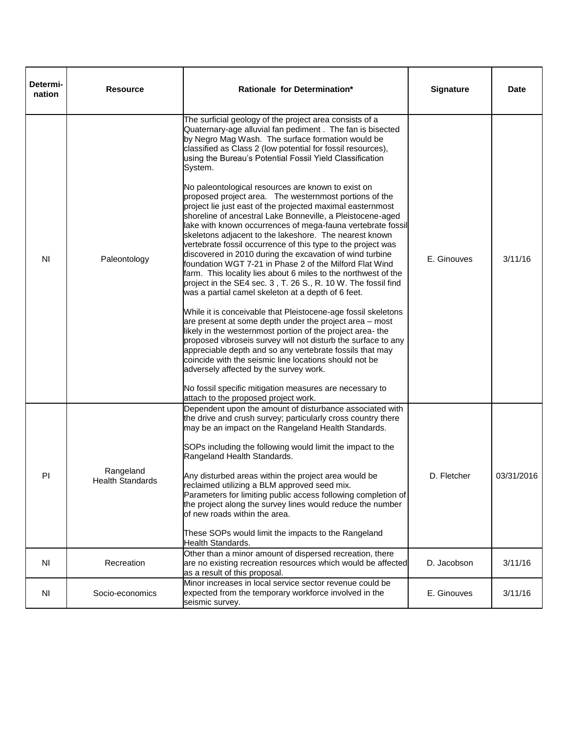| Determi-nation | Resource | Rationale for Determination* | Signature | Date |
|---|---|---|---|---|
| NI | Paleontology | The surficial geology of the project area consists of a Quaternary-age alluvial fan pediment . The fan is bisected by Negro Mag Wash. The surface formation would be classified as Class 2 (low potential for fossil resources), using the Bureau's Potential Fossil Yield Classification System.<br><br>No paleontological resources are known to exist on proposed project area. The westernmost portions of the project lie just east of the projected maximal easternmost shoreline of ancestral Lake Bonneville, a Pleistocene-aged lake with known occurrences of mega-fauna vertebrate fossil skeletons adjacent to the lakeshore. The nearest known vertebrate fossil occurrence of this type to the project was discovered in 2010 during the excavation of wind turbine foundation WGT 7-21 in Phase 2 of the Milford Flat Wind farm. This locality lies about 6 miles to the northwest of the project in the SE4 sec. 3 , T. 26 S., R. 10 W. The fossil find was a partial camel skeleton at a depth of 6 feet.<br><br>While it is conceivable that Pleistocene-age fossil skeletons are present at some depth under the project area – most likely in the westernmost portion of the project area- the proposed vibroseis survey will not disturb the surface to any appreciable depth and so any vertebrate fossils that may coincide with the seismic line locations should not be adversely affected by the survey work.<br><br>No fossil specific mitigation measures are necessary to attach to the proposed project work. | E. Ginouves | 3/11/16 |
| PI | Rangeland Health Standards | Dependent upon the amount of disturbance associated with the drive and crush survey; particularly cross country there may be an impact on the Rangeland Health Standards.<br><br>SOPs including the following would limit the impact to the Rangeland Health Standards.<br><br>Any disturbed areas within the project area would be reclaimed utilizing a BLM approved seed mix.<br>Parameters for limiting public access following completion of the project along the survey lines would reduce the number of new roads within the area.<br><br>These SOPs would limit the impacts to the Rangeland Health Standards. | D. Fletcher | 03/31/2016 |
| NI | Recreation | Other than a minor amount of dispersed recreation, there are no existing recreation resources which would be affected as a result of this proposal. | D. Jacobson | 3/11/16 |
| NI | Socio-economics | Minor increases in local service sector revenue could be expected from the temporary workforce involved in the seismic survey. | E. Ginouves | 3/11/16 |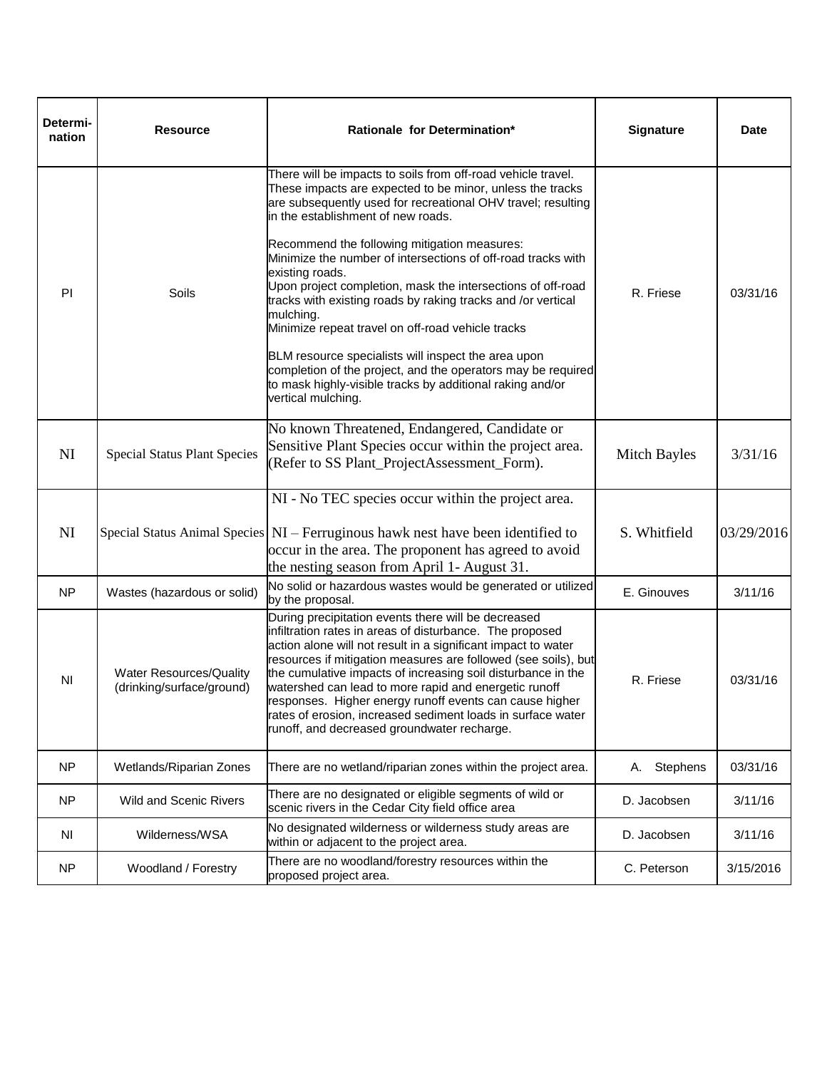| Determi-nation | Resource | Rationale for Determination* | Signature | Date |
|---|---|---|---|---|
| PI | Soils | There will be impacts to soils from off-road vehicle travel. These impacts are expected to be minor, unless the tracks are subsequently used for recreational OHV travel; resulting in the establishment of new roads.<br><br>Recommend the following mitigation measures:<br>Minimize the number of intersections of off-road tracks with existing roads.<br>Upon project completion, mask the intersections of off-road tracks with existing roads by raking tracks and /or vertical mulching.<br>Minimize repeat travel on off-road vehicle tracks<br><br>BLM resource specialists will inspect the area upon completion of the project, and the operators may be required to mask highly-visible tracks by additional raking and/or vertical mulching. | R. Friese | 03/31/16 |
| NI | Special Status Plant Species | No known Threatened, Endangered, Candidate or Sensitive Plant Species occur within the project area. (Refer to SS Plant_ProjectAssessment_Form). | Mitch Bayles | 3/31/16 |
| NI | Special Status Animal Species | NI - No TEC species occur within the project area.<br><br>NI – Ferruginous hawk nest have been identified to occur in the area. The proponent has agreed to avoid the nesting season from April 1- August 31. | S. Whitfield | 03/29/2016 |
| NP | Wastes (hazardous or solid) | No solid or hazardous wastes would be generated or utilized by the proposal. | E. Ginouves | 3/11/16 |
| NI | Water Resources/Quality (drinking/surface/ground) | During precipitation events there will be decreased infiltration rates in areas of disturbance. The proposed action alone will not result in a significant impact to water resources if mitigation measures are followed (see soils), but the cumulative impacts of increasing soil disturbance in the watershed can lead to more rapid and energetic runoff responses. Higher energy runoff events can cause higher rates of erosion, increased sediment loads in surface water runoff, and decreased groundwater recharge. | R. Friese | 03/31/16 |
| NP | Wetlands/Riparian Zones | There are no wetland/riparian zones within the project area. | A. Stephens | 03/31/16 |
| NP | Wild and Scenic Rivers | There are no designated or eligible segments of wild or scenic rivers in the Cedar City field office area | D. Jacobsen | 3/11/16 |
| NI | Wilderness/WSA | No designated wilderness or wilderness study areas are within or adjacent to the project area. | D. Jacobsen | 3/11/16 |
| NP | Woodland / Forestry | There are no woodland/forestry resources within the proposed project area. | C. Peterson | 3/15/2016 |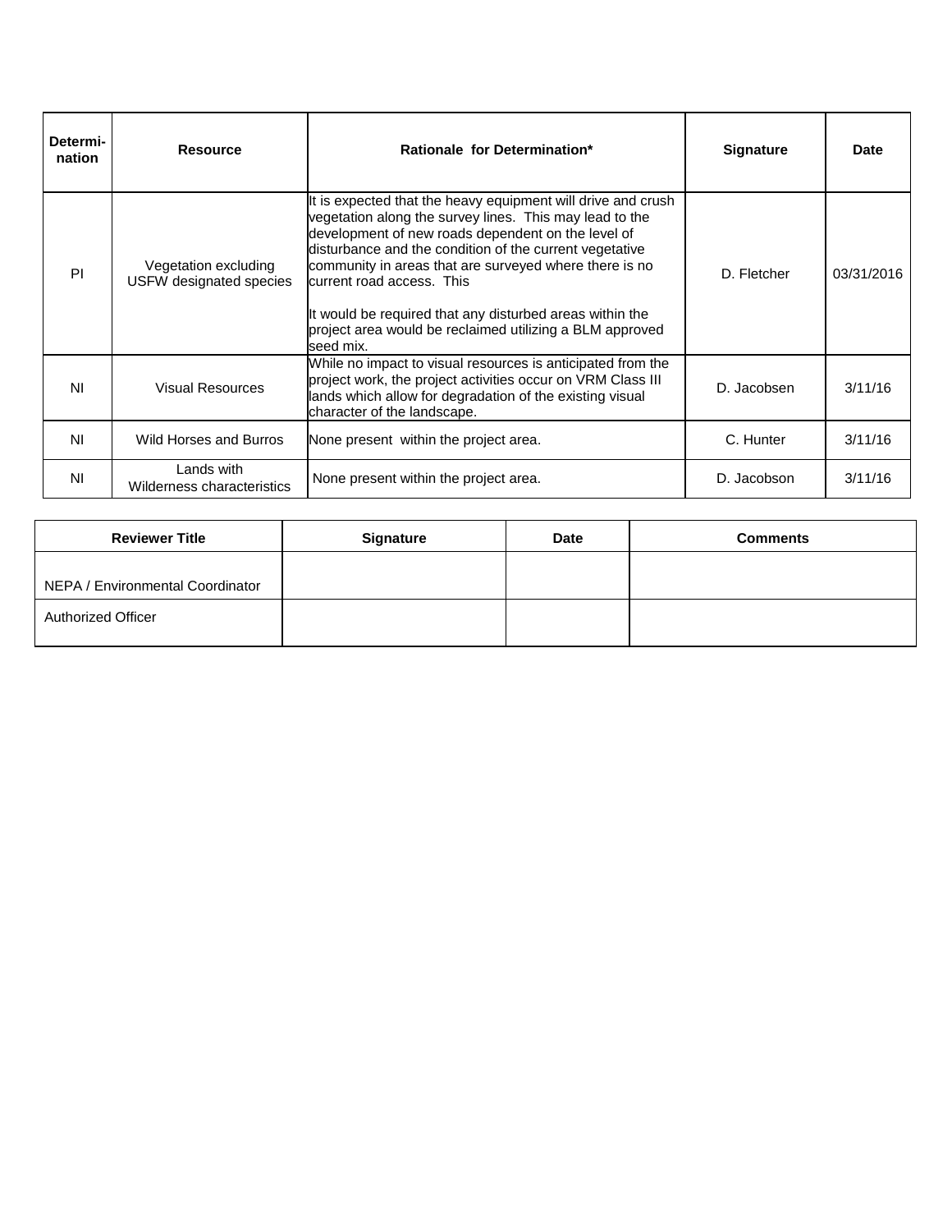| Determi-nation | Resource | Rationale for Determination* | Signature | Date |
|---|---|---|---|---|
| PI | Vegetation excluding USFW designated species | It is expected that the heavy equipment will drive and crush vegetation along the survey lines. This may lead to the development of new roads dependent on the level of disturbance and the condition of the current vegetative community in areas that are surveyed where there is no current road access. This<br><br>It would be required that any disturbed areas within the project area would be reclaimed utilizing a BLM approved seed mix. | D. Fletcher | 03/31/2016 |
| NI | Visual Resources | While no impact to visual resources is anticipated from the project work, the project activities occur on VRM Class III lands which allow for degradation of the existing visual character of the landscape. | D. Jacobsen | 3/11/16 |
| NI | Wild Horses and Burros | None present within the project area. | C. Hunter | 3/11/16 |
| NI | Lands with Wilderness characteristics | None present within the project area. | D. Jacobson | 3/11/16 |

| Reviewer Title | Signature | Date | Comments |
|---|---|---|---|
| NEPA / Environmental Coordinator | | | |
| Authorized Officer | | | |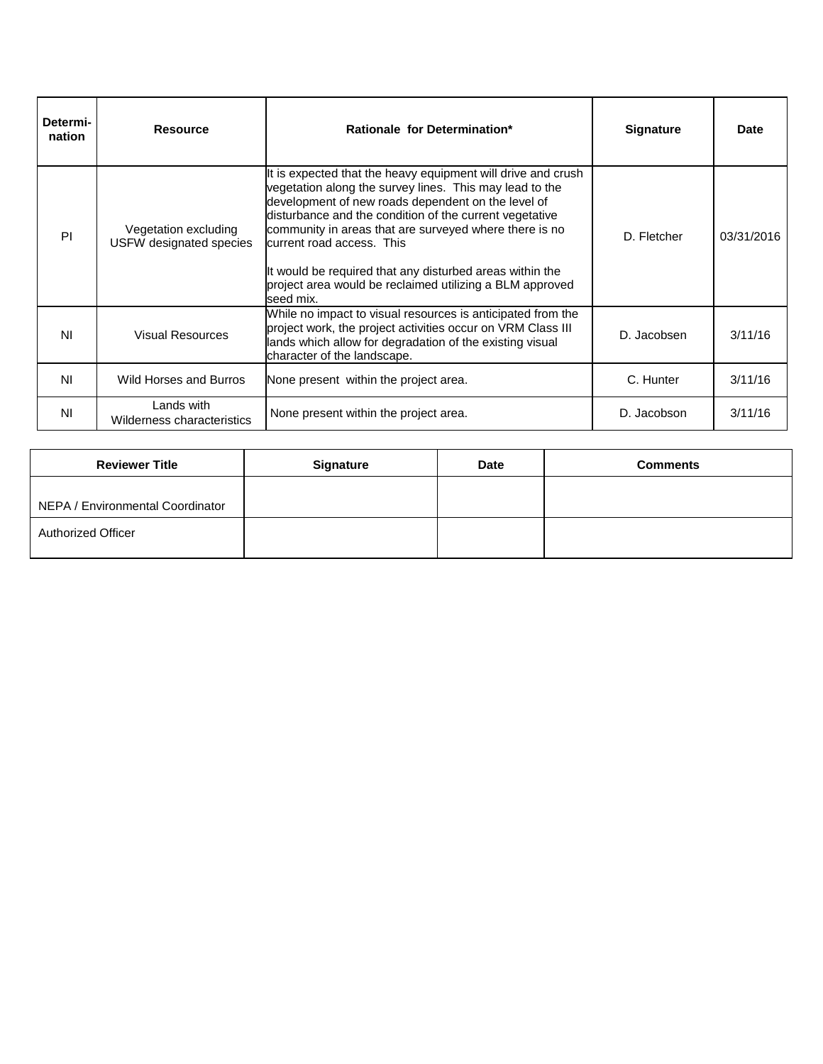| Determi-nation | Resource | Rationale for Determination* | Signature | Date |
|---|---|---|---|---|
| PI | Vegetation excluding USFW designated species | It is expected that the heavy equipment will drive and crush vegetation along the survey lines. This may lead to the development of new roads dependent on the level of disturbance and the condition of the current vegetative community in areas that are surveyed where there is no current road access. This<br><br>It would be required that any disturbed areas within the project area would be reclaimed utilizing a BLM approved seed mix. | D. Fletcher | 03/31/2016 |
| NI | Visual Resources | While no impact to visual resources is anticipated from the project work, the project activities occur on VRM Class III lands which allow for degradation of the existing visual character of the landscape. | D. Jacobsen | 3/11/16 |
| NI | Wild Horses and Burros | None present within the project area. | C. Hunter | 3/11/16 |
| NI | Lands with Wilderness characteristics | None present within the project area. | D. Jacobson | 3/11/16 |

| Reviewer Title | Signature | Date | Comments |
|---|---|---|---|
| NEPA / Environmental Coordinator | | | |
| Authorized Officer | | | |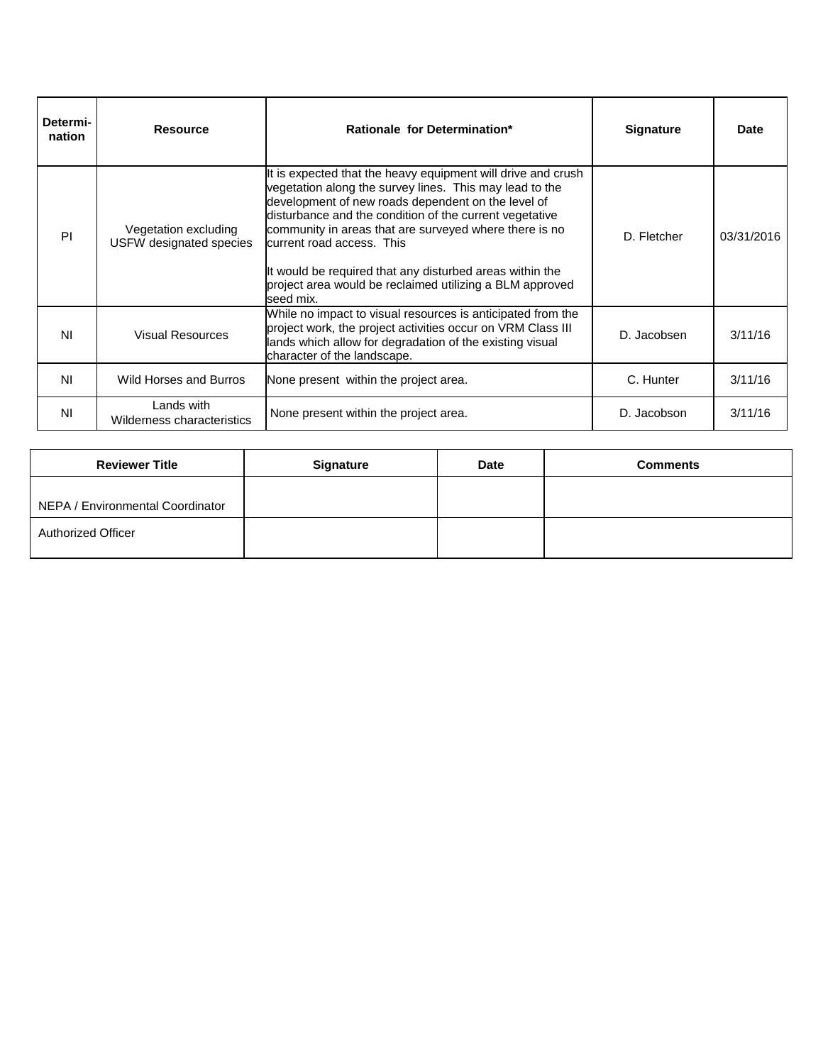| Determi-nation | Resource | Rationale for Determination* | Signature | Date |
|---|---|---|---|---|
| PI | Vegetation excluding USFW designated species | It is expected that the heavy equipment will drive and crush vegetation along the survey lines. This may lead to the development of new roads dependent on the level of disturbance and the condition of the current vegetative community in areas that are surveyed where there is no current road access. This<br><br>It would be required that any disturbed areas within the project area would be reclaimed utilizing a BLM approved seed mix. | D. Fletcher | 03/31/2016 |
| NI | Visual Resources | While no impact to visual resources is anticipated from the project work, the project activities occur on VRM Class III lands which allow for degradation of the existing visual character of the landscape. | D. Jacobsen | 3/11/16 |
| NI | Wild Horses and Burros | None present within the project area. | C. Hunter | 3/11/16 |
| NI | Lands with Wilderness characteristics | None present within the project area. | D. Jacobson | 3/11/16 |

| Reviewer Title | Signature | Date | Comments |
|---|---|---|---|
| NEPA / Environmental Coordinator | | | |
| Authorized Officer | | | |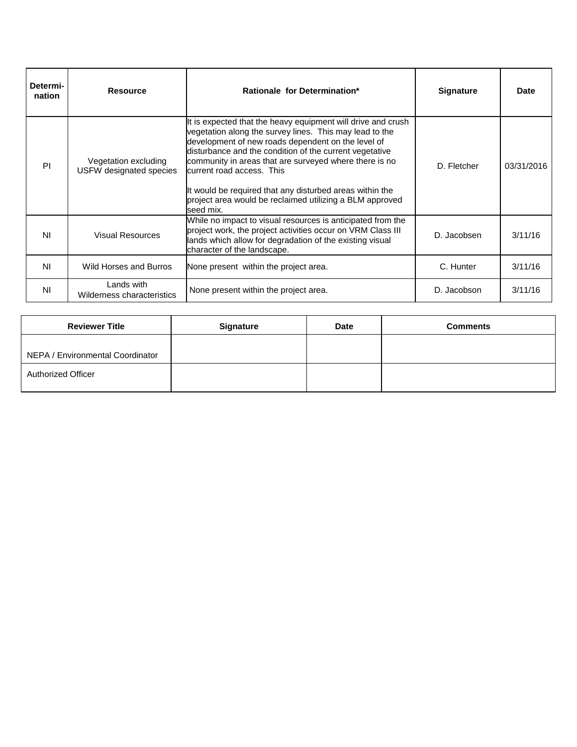| Determi-nation | Resource | Rationale for Determination* | Signature | Date |
|---|---|---|---|---|
| PI | Vegetation excluding USFW designated species | It is expected that the heavy equipment will drive and crush vegetation along the survey lines. This may lead to the development of new roads dependent on the level of disturbance and the condition of the current vegetative community in areas that are surveyed where there is no current road access. This<br><br>It would be required that any disturbed areas within the project area would be reclaimed utilizing a BLM approved seed mix. | D. Fletcher | 03/31/2016 |
| NI | Visual Resources | While no impact to visual resources is anticipated from the project work, the project activities occur on VRM Class III lands which allow for degradation of the existing visual character of the landscape. | D. Jacobsen | 3/11/16 |
| NI | Wild Horses and Burros | None present within the project area. | C. Hunter | 3/11/16 |
| NI | Lands with Wilderness characteristics | None present within the project area. | D. Jacobson | 3/11/16 |

| Reviewer Title | Signature | Date | Comments |
|---|---|---|---|
| NEPA / Environmental Coordinator | | | |
| Authorized Officer | | | |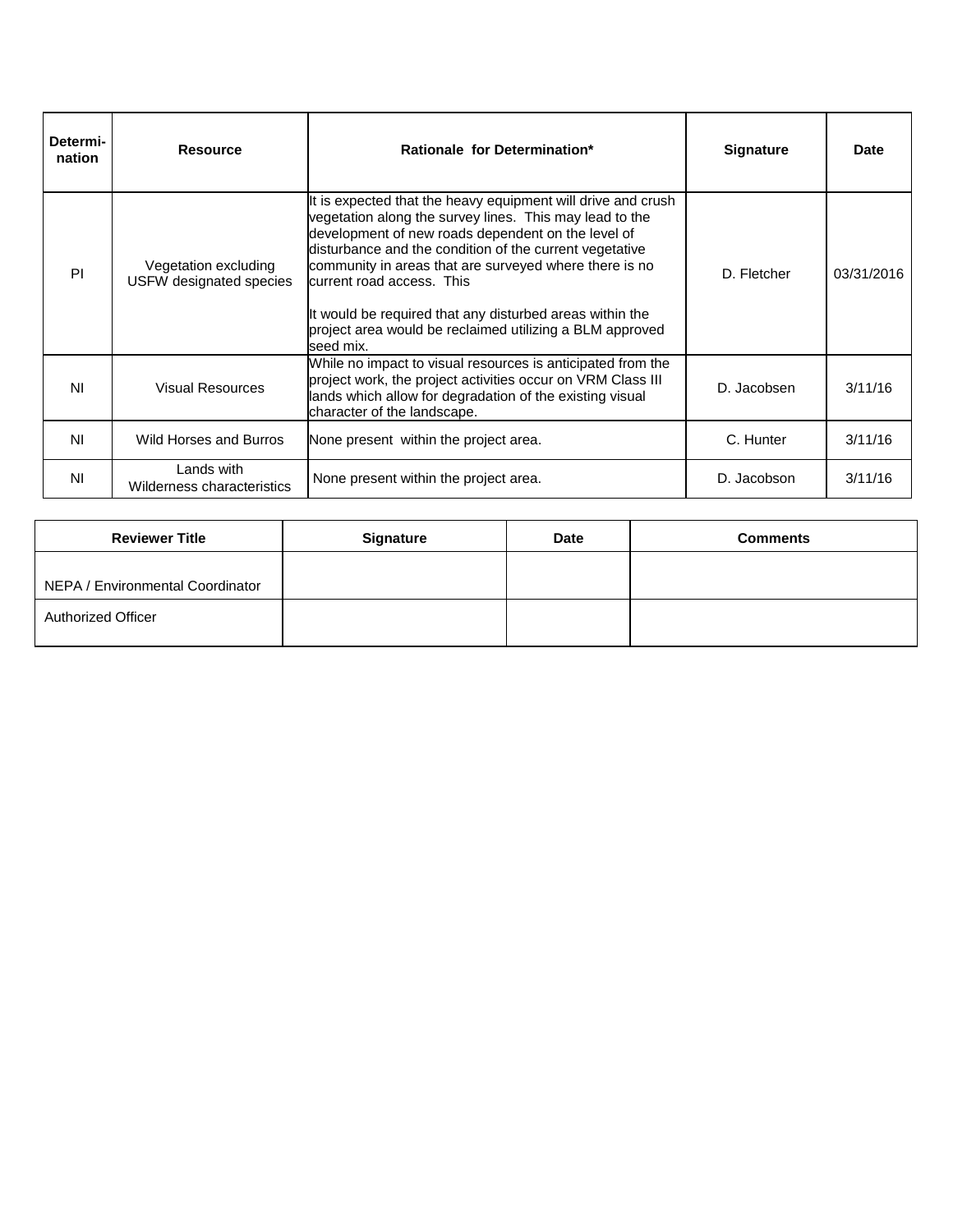| Determi-nation | Resource | Rationale for Determination* | Signature | Date |
|---|---|---|---|---|
| PI | Vegetation excluding USFW designated species | It is expected that the heavy equipment will drive and crush vegetation along the survey lines. This may lead to the development of new roads dependent on the level of disturbance and the condition of the current vegetative community in areas that are surveyed where there is no current road access. This<br><br>It would be required that any disturbed areas within the project area would be reclaimed utilizing a BLM approved seed mix. | D. Fletcher | 03/31/2016 |
| NI | Visual Resources | While no impact to visual resources is anticipated from the project work, the project activities occur on VRM Class III lands which allow for degradation of the existing visual character of the landscape. | D. Jacobsen | 3/11/16 |
| NI | Wild Horses and Burros | None present within the project area. | C. Hunter | 3/11/16 |
| NI | Lands with Wilderness characteristics | None present within the project area. | D. Jacobson | 3/11/16 |

| Reviewer Title | Signature | Date | Comments |
|---|---|---|---|
| NEPA / Environmental Coordinator | | | |
| Authorized Officer | | | |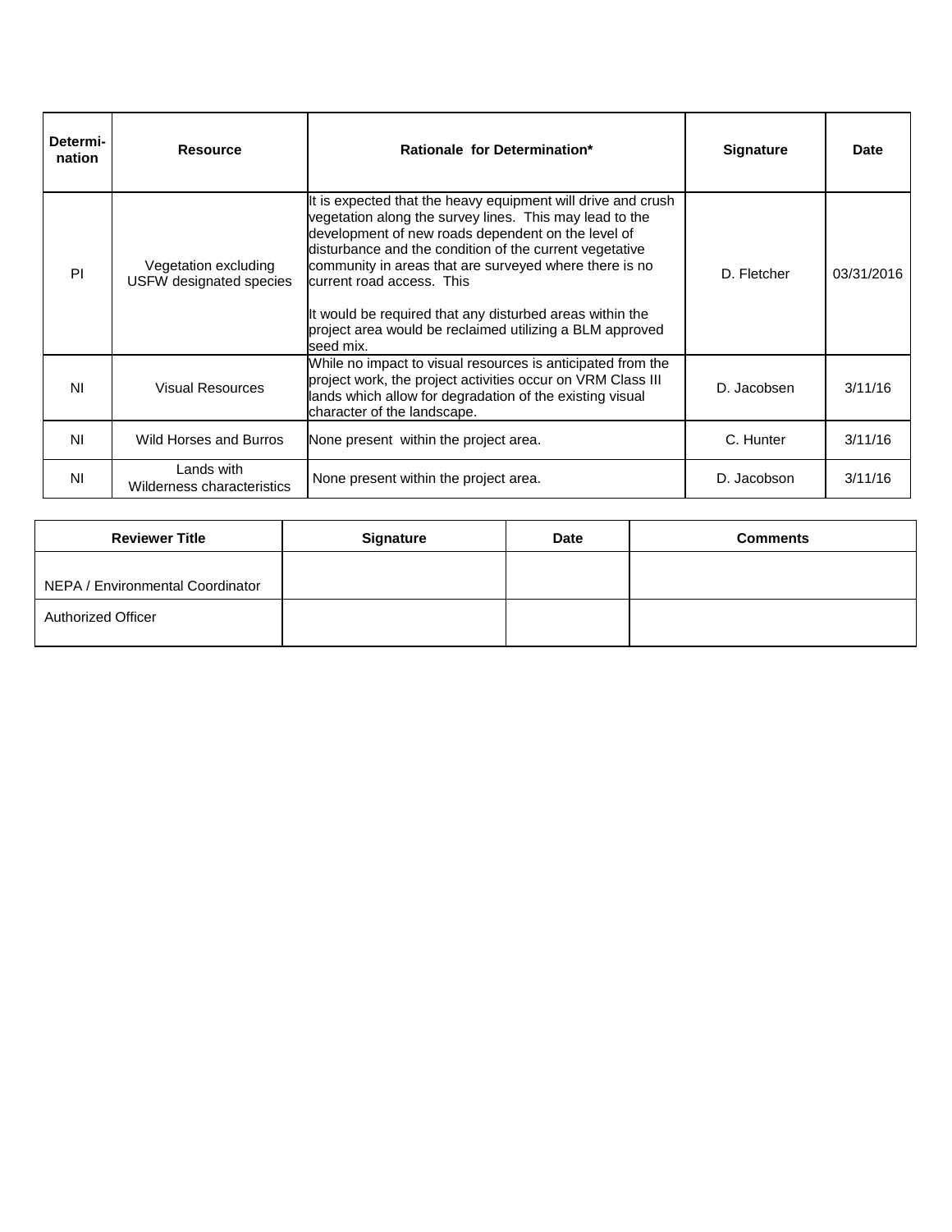| Determi-nation | Resource | Rationale for Determination* | Signature | Date |
|---|---|---|---|---|
| PI | Vegetation excluding USFW designated species | It is expected that the heavy equipment will drive and crush vegetation along the survey lines. This may lead to the development of new roads dependent on the level of disturbance and the condition of the current vegetative community in areas that are surveyed where there is no current road access. This<br><br>It would be required that any disturbed areas within the project area would be reclaimed utilizing a BLM approved seed mix. | D. Fletcher | 03/31/2016 |
| NI | Visual Resources | While no impact to visual resources is anticipated from the project work, the project activities occur on VRM Class III lands which allow for degradation of the existing visual character of the landscape. | D. Jacobsen | 3/11/16 |
| NI | Wild Horses and Burros | None present within the project area. | C. Hunter | 3/11/16 |
| NI | Lands with Wilderness characteristics | None present within the project area. | D. Jacobson | 3/11/16 |

| Reviewer Title | Signature | Date | Comments |
|---|---|---|---|
| NEPA / Environmental Coordinator | | | |
| Authorized Officer | | | |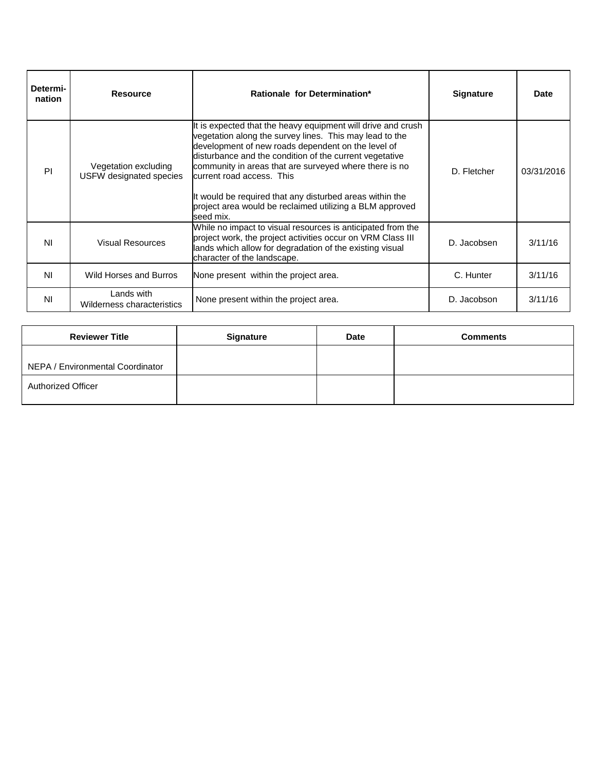| Determi-nation | Resource | Rationale for Determination* | Signature | Date |
|---|---|---|---|---|
| PI | Vegetation excluding USFW designated species | It is expected that the heavy equipment will drive and crush vegetation along the survey lines. This may lead to the development of new roads dependent on the level of disturbance and the condition of the current vegetative community in areas that are surveyed where there is no current road access. This<br><br>It would be required that any disturbed areas within the project area would be reclaimed utilizing a BLM approved seed mix. | D. Fletcher | 03/31/2016 |
| NI | Visual Resources | While no impact to visual resources is anticipated from the project work, the project activities occur on VRM Class III lands which allow for degradation of the existing visual character of the landscape. | D. Jacobsen | 3/11/16 |
| NI | Wild Horses and Burros | None present within the project area. | C. Hunter | 3/11/16 |
| NI | Lands with Wilderness characteristics | None present within the project area. | D. Jacobson | 3/11/16 |

| Reviewer Title | Signature | Date | Comments |
|---|---|---|---|
| NEPA / Environmental Coordinator | | | |
| Authorized Officer | | | |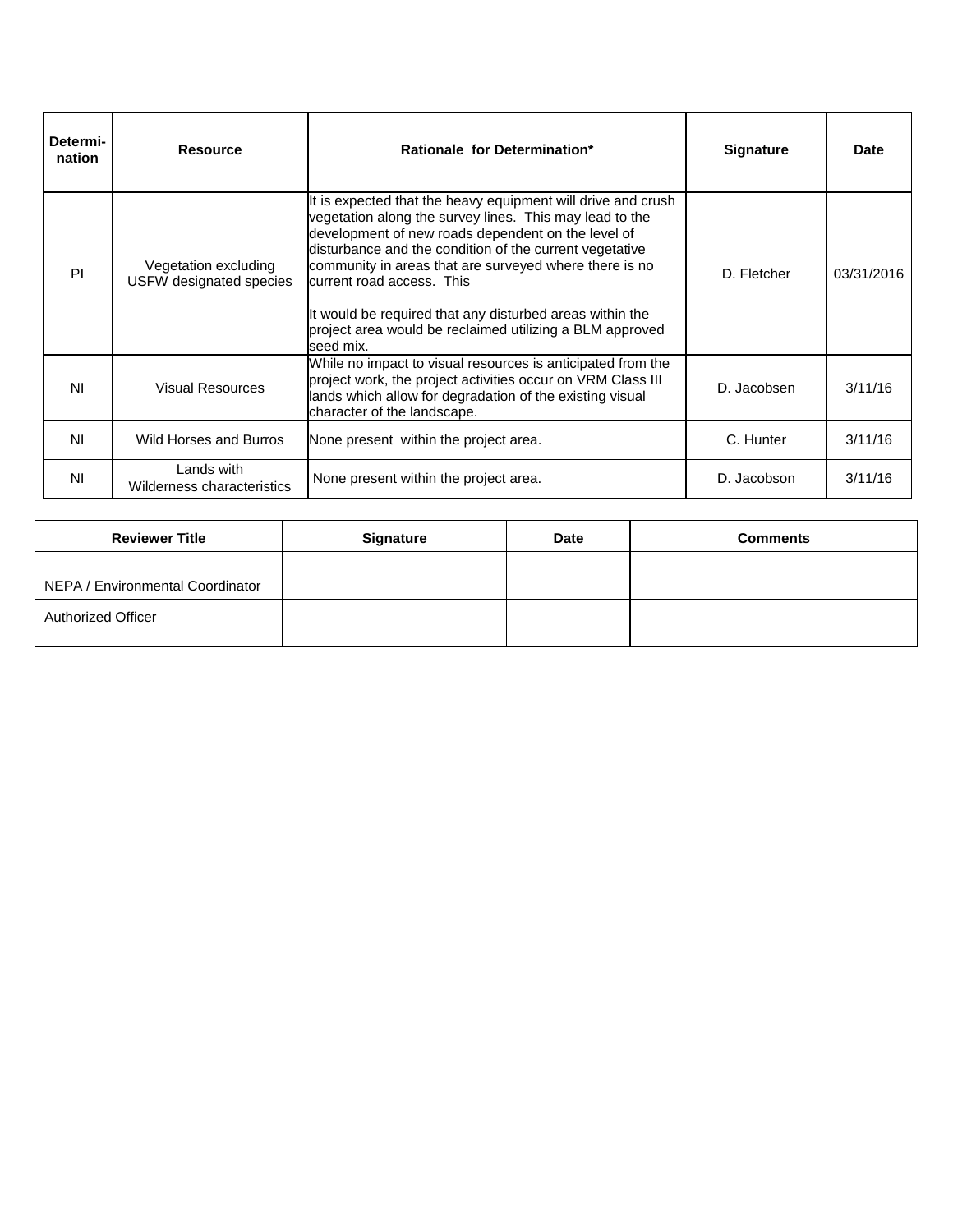| Determi-nation | Resource | Rationale for Determination* | Signature | Date |
|---|---|---|---|---|
| PI | Vegetation excluding USFW designated species | It is expected that the heavy equipment will drive and crush vegetation along the survey lines. This may lead to the development of new roads dependent on the level of disturbance and the condition of the current vegetative community in areas that are surveyed where there is no current road access. This<br><br>It would be required that any disturbed areas within the project area would be reclaimed utilizing a BLM approved seed mix. | D. Fletcher | 03/31/2016 |
| NI | Visual Resources | While no impact to visual resources is anticipated from the project work, the project activities occur on VRM Class III lands which allow for degradation of the existing visual character of the landscape. | D. Jacobsen | 3/11/16 |
| NI | Wild Horses and Burros | None present within the project area. | C. Hunter | 3/11/16 |
| NI | Lands with Wilderness characteristics | None present within the project area. | D. Jacobson | 3/11/16 |

| Reviewer Title | Signature | Date | Comments |
|---|---|---|---|
| NEPA / Environmental Coordinator | | | |
| Authorized Officer | | | |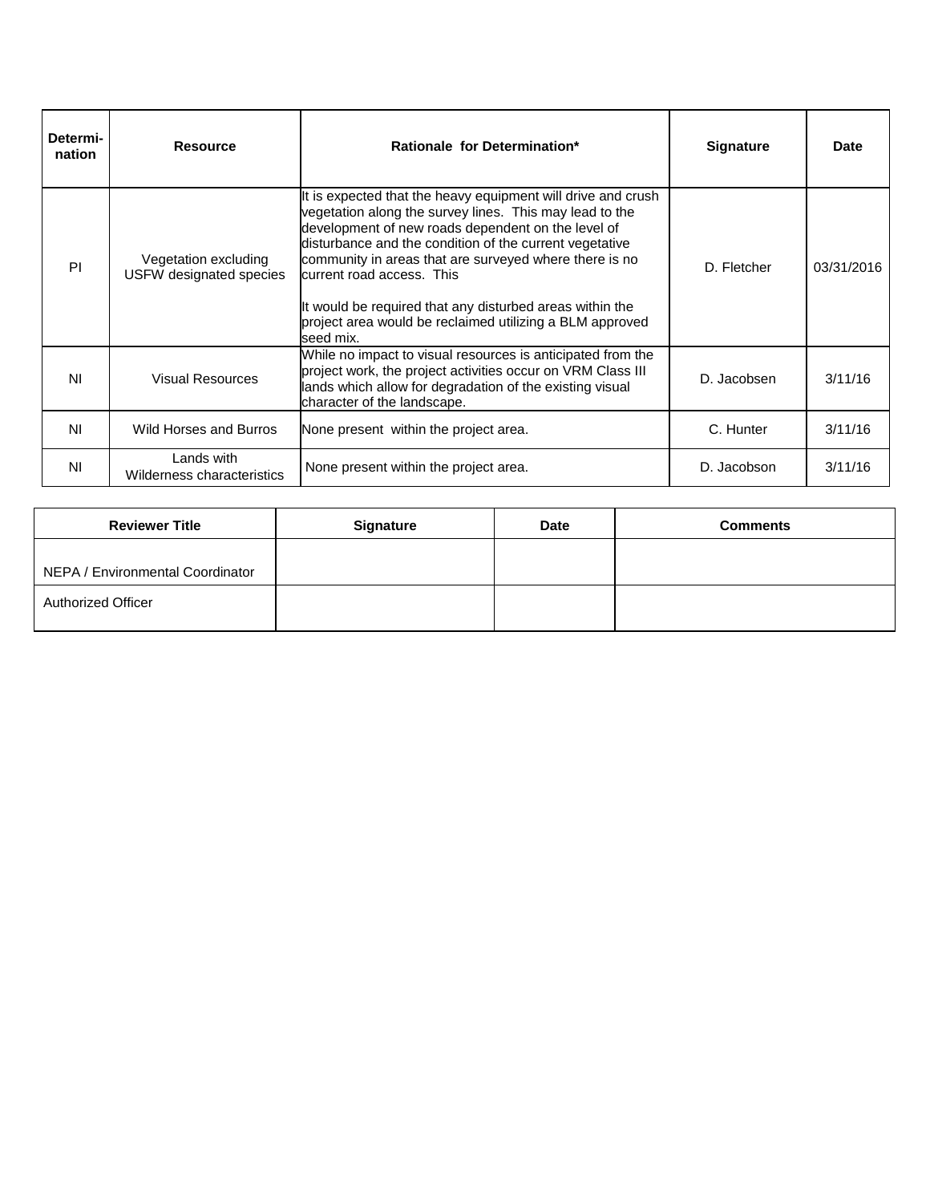| Determi-nation | Resource | Rationale for Determination* | Signature | Date |
|---|---|---|---|---|
| PI | Vegetation excluding USFW designated species | It is expected that the heavy equipment will drive and crush vegetation along the survey lines. This may lead to the development of new roads dependent on the level of disturbance and the condition of the current vegetative community in areas that are surveyed where there is no current road access. This<br><br>It would be required that any disturbed areas within the project area would be reclaimed utilizing a BLM approved seed mix. | D. Fletcher | 03/31/2016 |
| NI | Visual Resources | While no impact to visual resources is anticipated from the project work, the project activities occur on VRM Class III lands which allow for degradation of the existing visual character of the landscape. | D. Jacobsen | 3/11/16 |
| NI | Wild Horses and Burros | None present within the project area. | C. Hunter | 3/11/16 |
| NI | Lands with Wilderness characteristics | None present within the project area. | D. Jacobson | 3/11/16 |

| Reviewer Title | Signature | Date | Comments |
|---|---|---|---|
| NEPA / Environmental Coordinator | | | |
| Authorized Officer | | | |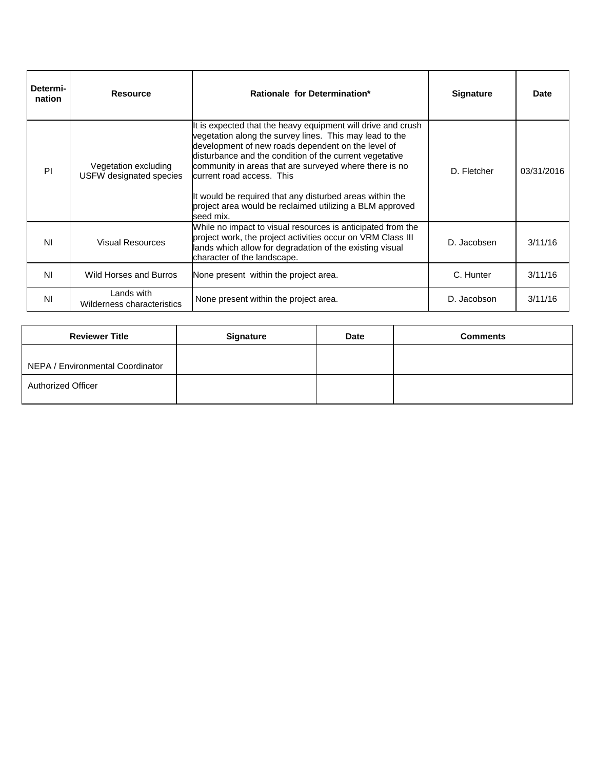| Determi-nation | Resource | Rationale for Determination* | Signature | Date |
|---|---|---|---|---|
| PI | Vegetation excluding USFW designated species | It is expected that the heavy equipment will drive and crush vegetation along the survey lines. This may lead to the development of new roads dependent on the level of disturbance and the condition of the current vegetative community in areas that are surveyed where there is no current road access. This<br><br>It would be required that any disturbed areas within the project area would be reclaimed utilizing a BLM approved seed mix. | D. Fletcher | 03/31/2016 |
| NI | Visual Resources | While no impact to visual resources is anticipated from the project work, the project activities occur on VRM Class III lands which allow for degradation of the existing visual character of the landscape. | D. Jacobsen | 3/11/16 |
| NI | Wild Horses and Burros | None present within the project area. | C. Hunter | 3/11/16 |
| NI | Lands with Wilderness characteristics | None present within the project area. | D. Jacobson | 3/11/16 |

| Reviewer Title | Signature | Date | Comments |
|---|---|---|---|
| NEPA / Environmental Coordinator | | | |
| Authorized Officer | | | |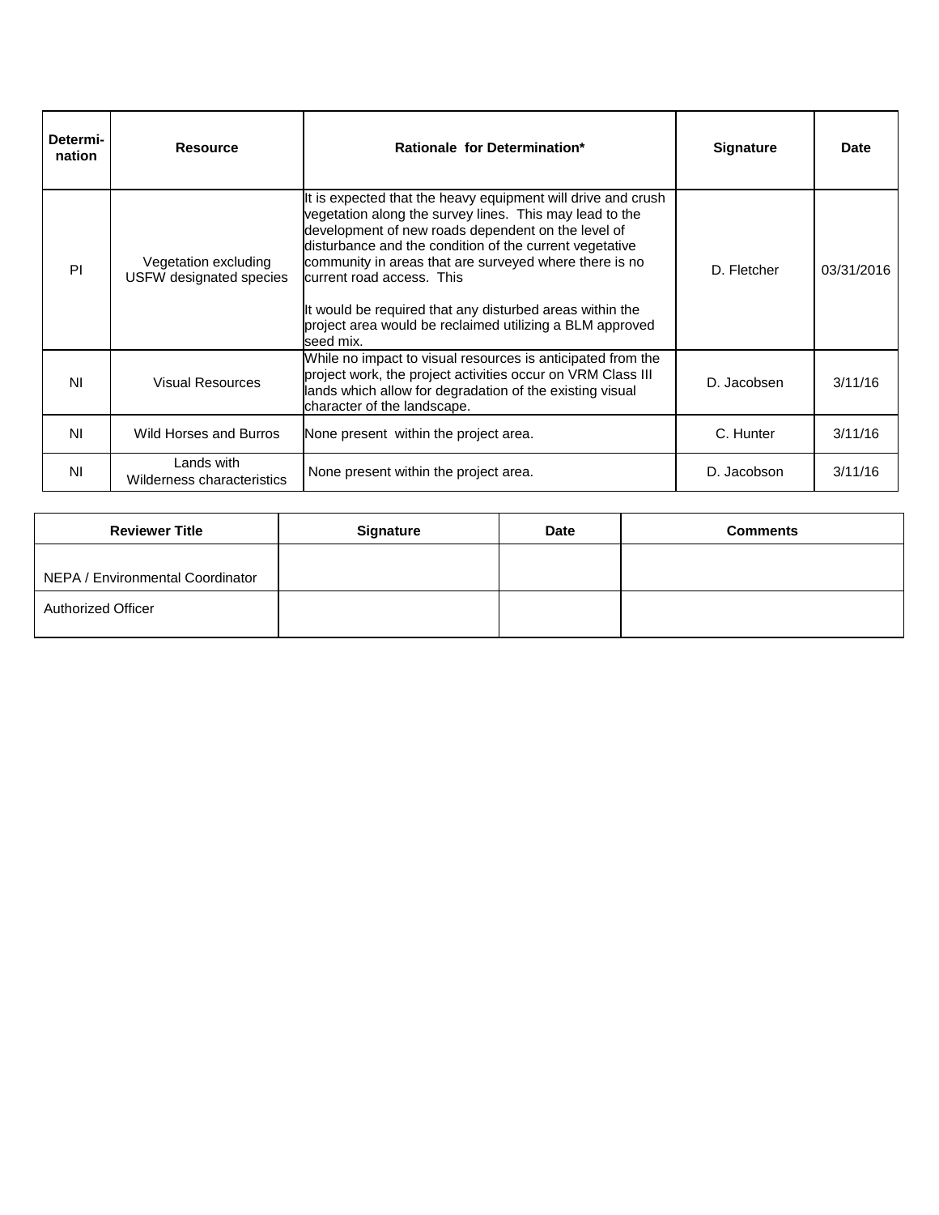| Determi-nation | Resource | Rationale for Determination* | Signature | Date |
|---|---|---|---|---|
| PI | Vegetation excluding USFW designated species | It is expected that the heavy equipment will drive and crush vegetation along the survey lines. This may lead to the development of new roads dependent on the level of disturbance and the condition of the current vegetative community in areas that are surveyed where there is no current road access. This<br><br>It would be required that any disturbed areas within the project area would be reclaimed utilizing a BLM approved seed mix. | D. Fletcher | 03/31/2016 |
| NI | Visual Resources | While no impact to visual resources is anticipated from the project work, the project activities occur on VRM Class III lands which allow for degradation of the existing visual character of the landscape. | D. Jacobsen | 3/11/16 |
| NI | Wild Horses and Burros | None present within the project area. | C. Hunter | 3/11/16 |
| NI | Lands with Wilderness characteristics | None present within the project area. | D. Jacobson | 3/11/16 |

| Reviewer Title | Signature | Date | Comments |
|---|---|---|---|
| NEPA / Environmental Coordinator | | | |
| Authorized Officer | | | |